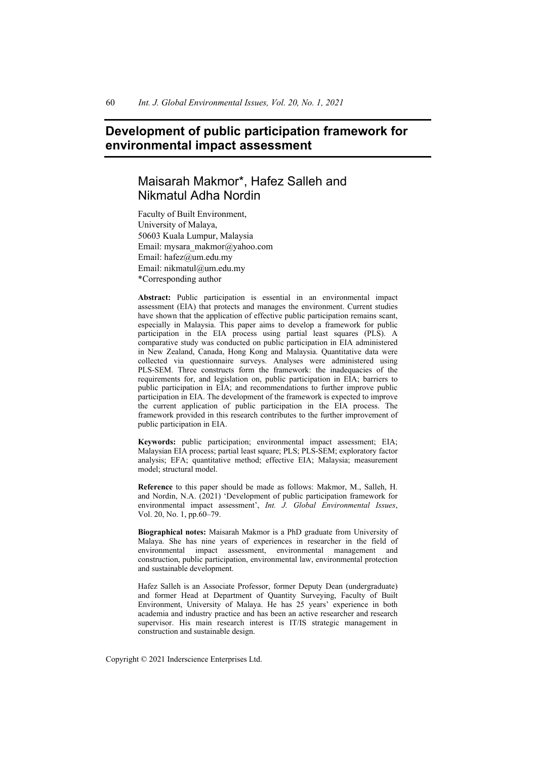# Development of public participation framework for environmental impact assessment

## Maisarah Makmor*, Hafez Salleh and Nikmatul Adha Nordin

Faculty of Built Environment,
University of Malaya,
50603 Kuala Lumpur, Malaysia
Email: mysara_makmor@yahoo.com
Email: hafez@um.edu.my
Email: nikmatul@um.edu.my
*Corresponding author

**Abstract:** Public participation is essential in an environmental impact assessment (EIA) that protects and manages the environment. Current studies have shown that the application of effective public participation remains scant, especially in Malaysia. This paper aims to develop a framework for public participation in the EIA process using partial least squares (PLS). A comparative study was conducted on public participation in EIA administered in New Zealand, Canada, Hong Kong and Malaysia. Quantitative data were collected via questionnaire surveys. Analyses were administered using PLS-SEM. Three constructs form the framework: the inadequacies of the requirements for, and legislation on, public participation in EIA; barriers to public participation in EIA; and recommendations to further improve public participation in EIA. The development of the framework is expected to improve the current application of public participation in the EIA process. The framework provided in this research contributes to the further improvement of public participation in EIA.

**Keywords:** public participation; environmental impact assessment; EIA; Malaysian EIA process; partial least square; PLS; PLS-SEM; exploratory factor analysis; EFA; quantitative method; effective EIA; Malaysia; measurement model; structural model.

**Reference** to this paper should be made as follows: Makmor, M., Salleh, H. and Nordin, N.A. (2021) 'Development of public participation framework for environmental impact assessment', *Int. J. Global Environmental Issues*, Vol. 20, No. 1, pp.60–79.

**Biographical notes:** Maisarah Makmor is a PhD graduate from University of Malaya. She has nine years of experiences in researcher in the field of environmental impact assessment, environmental management and construction, public participation, environmental law, environmental protection and sustainable development.

Hafez Salleh is an Associate Professor, former Deputy Dean (undergraduate) and former Head at Department of Quantity Surveying, Faculty of Built Environment, University of Malaya. He has 25 years' experience in both academia and industry practice and has been an active researcher and research supervisor. His main research interest is IT/IS strategic management in construction and sustainable design.

Copyright © 2021 Inderscience Enterprises Ltd.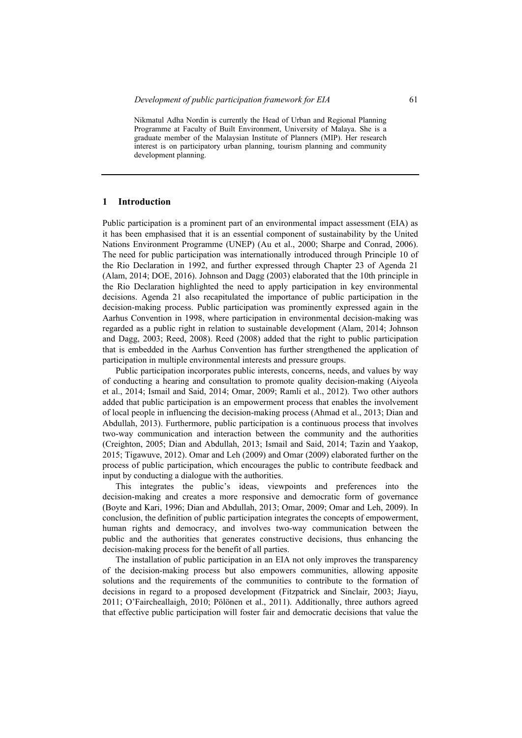Nikmatul Adha Nordin is currently the Head of Urban and Regional Planning Programme at Faculty of Built Environment, University of Malaya. She is a graduate member of the Malaysian Institute of Planners (MIP). Her research interest is on participatory urban planning, tourism planning and community development planning.

## 1 Introduction

Public participation is a prominent part of an environmental impact assessment (EIA) as it has been emphasised that it is an essential component of sustainability by the United Nations Environment Programme (UNEP) (Au et al., 2000; Sharpe and Conrad, 2006). The need for public participation was internationally introduced through Principle 10 of the Rio Declaration in 1992, and further expressed through Chapter 23 of Agenda 21 (Alam, 2014; DOE, 2016). Johnson and Dagg (2003) elaborated that the 10th principle in the Rio Declaration highlighted the need to apply participation in key environmental decisions. Agenda 21 also recapitulated the importance of public participation in the decision-making process. Public participation was prominently expressed again in the Aarhus Convention in 1998, where participation in environmental decision-making was regarded as a public right in relation to sustainable development (Alam, 2014; Johnson and Dagg, 2003; Reed, 2008). Reed (2008) added that the right to public participation that is embedded in the Aarhus Convention has further strengthened the application of participation in multiple environmental interests and pressure groups.

Public participation incorporates public interests, concerns, needs, and values by way of conducting a hearing and consultation to promote quality decision-making (Aiyeola et al., 2014; Ismail and Said, 2014; Omar, 2009; Ramli et al., 2012). Two other authors added that public participation is an empowerment process that enables the involvement of local people in influencing the decision-making process (Ahmad et al., 2013; Dian and Abdullah, 2013). Furthermore, public participation is a continuous process that involves two-way communication and interaction between the community and the authorities (Creighton, 2005; Dian and Abdullah, 2013; Ismail and Said, 2014; Tazin and Yaakop, 2015; Tigawuve, 2012). Omar and Leh (2009) and Omar (2009) elaborated further on the process of public participation, which encourages the public to contribute feedback and input by conducting a dialogue with the authorities.

This integrates the public's ideas, viewpoints and preferences into the decision-making and creates a more responsive and democratic form of governance (Boyte and Kari, 1996; Dian and Abdullah, 2013; Omar, 2009; Omar and Leh, 2009). In conclusion, the definition of public participation integrates the concepts of empowerment, human rights and democracy, and involves two-way communication between the public and the authorities that generates constructive decisions, thus enhancing the decision-making process for the benefit of all parties.

The installation of public participation in an EIA not only improves the transparency of the decision-making process but also empowers communities, allowing apposite solutions and the requirements of the communities to contribute to the formation of decisions in regard to a proposed development (Fitzpatrick and Sinclair, 2003; Jiayu, 2011; O'Faircheallaigh, 2010; Pölönen et al., 2011). Additionally, three authors agreed that effective public participation will foster fair and democratic decisions that value the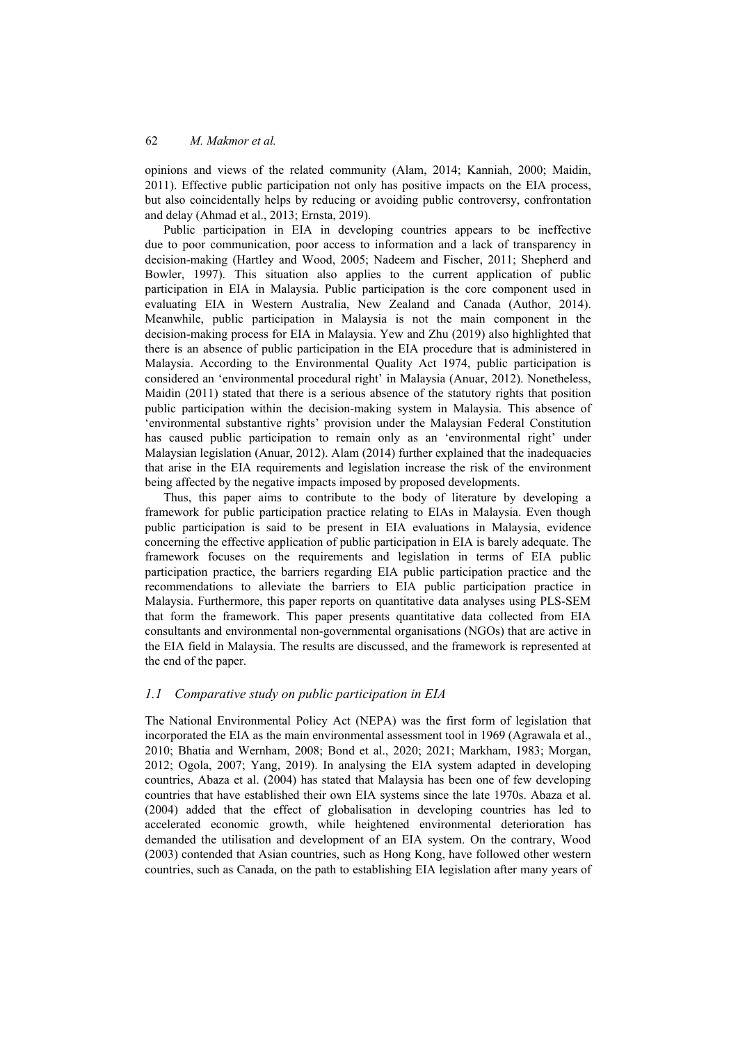opinions and views of the related community (Alam, 2014; Kanniah, 2000; Maidin, 2011). Effective public participation not only has positive impacts on the EIA process, but also coincidentally helps by reducing or avoiding public controversy, confrontation and delay (Ahmad et al., 2013; Ernsta, 2019).

Public participation in EIA in developing countries appears to be ineffective due to poor communication, poor access to information and a lack of transparency in decision-making (Hartley and Wood, 2005; Nadeem and Fischer, 2011; Shepherd and Bowler, 1997). This situation also applies to the current application of public participation in EIA in Malaysia. Public participation is the core component used in evaluating EIA in Western Australia, New Zealand and Canada (Author, 2014). Meanwhile, public participation in Malaysia is not the main component in the decision-making process for EIA in Malaysia. Yew and Zhu (2019) also highlighted that there is an absence of public participation in the EIA procedure that is administered in Malaysia. According to the Environmental Quality Act 1974, public participation is considered an 'environmental procedural right' in Malaysia (Anuar, 2012). Nonetheless, Maidin (2011) stated that there is a serious absence of the statutory rights that position public participation within the decision-making system in Malaysia. This absence of 'environmental substantive rights' provision under the Malaysian Federal Constitution has caused public participation to remain only as an 'environmental right' under Malaysian legislation (Anuar, 2012). Alam (2014) further explained that the inadequacies that arise in the EIA requirements and legislation increase the risk of the environment being affected by the negative impacts imposed by proposed developments.

Thus, this paper aims to contribute to the body of literature by developing a framework for public participation practice relating to EIAs in Malaysia. Even though public participation is said to be present in EIA evaluations in Malaysia, evidence concerning the effective application of public participation in EIA is barely adequate. The framework focuses on the requirements and legislation in terms of EIA public participation practice, the barriers regarding EIA public participation practice and the recommendations to alleviate the barriers to EIA public participation practice in Malaysia. Furthermore, this paper reports on quantitative data analyses using PLS-SEM that form the framework. This paper presents quantitative data collected from EIA consultants and environmental non-governmental organisations (NGOs) that are active in the EIA field in Malaysia. The results are discussed, and the framework is represented at the end of the paper.

### *1.1 Comparative study on public participation in EIA*

The National Environmental Policy Act (NEPA) was the first form of legislation that incorporated the EIA as the main environmental assessment tool in 1969 (Agrawala et al., 2010; Bhatia and Wernham, 2008; Bond et al., 2020; 2021; Markham, 1983; Morgan, 2012; Ogola, 2007; Yang, 2019). In analysing the EIA system adapted in developing countries, Abaza et al. (2004) has stated that Malaysia has been one of few developing countries that have established their own EIA systems since the late 1970s. Abaza et al. (2004) added that the effect of globalisation in developing countries has led to accelerated economic growth, while heightened environmental deterioration has demanded the utilisation and development of an EIA system. On the contrary, Wood (2003) contended that Asian countries, such as Hong Kong, have followed other western countries, such as Canada, on the path to establishing EIA legislation after many years of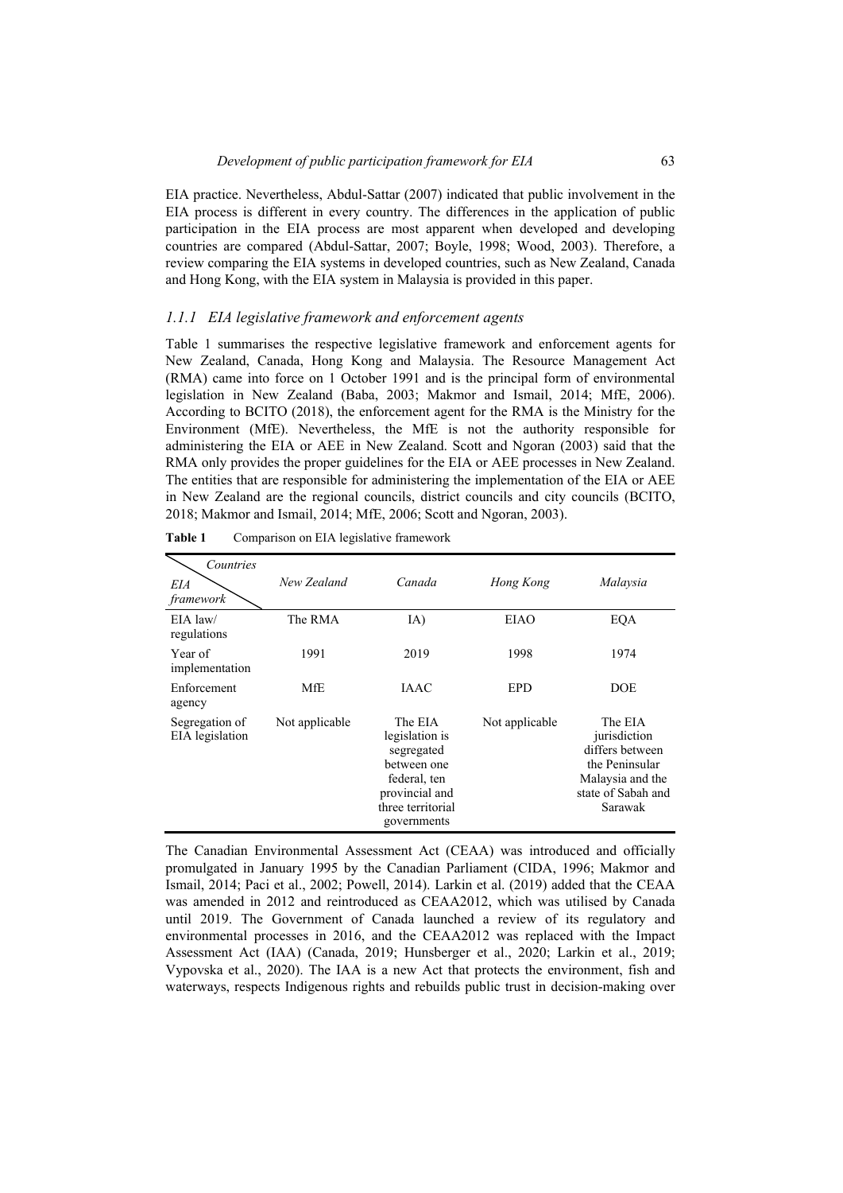EIA practice. Nevertheless, Abdul-Sattar (2007) indicated that public involvement in the EIA process is different in every country. The differences in the application of public participation in the EIA process are most apparent when developed and developing countries are compared (Abdul-Sattar, 2007; Boyle, 1998; Wood, 2003). Therefore, a review comparing the EIA systems in developed countries, such as New Zealand, Canada and Hong Kong, with the EIA system in Malaysia is provided in this paper.

### *1.1.1 EIA legislative framework and enforcement agents*

Table 1 summarises the respective legislative framework and enforcement agents for New Zealand, Canada, Hong Kong and Malaysia. The Resource Management Act (RMA) came into force on 1 October 1991 and is the principal form of environmental legislation in New Zealand (Baba, 2003; Makmor and Ismail, 2014; MfE, 2006). According to BCITO (2018), the enforcement agent for the RMA is the Ministry for the Environment (MfE). Nevertheless, the MfE is not the authority responsible for administering the EIA or AEE in New Zealand. Scott and Ngoran (2003) said that the RMA only provides the proper guidelines for the EIA or AEE processes in New Zealand. The entities that are responsible for administering the implementation of the EIA or AEE in New Zealand are the regional councils, district councils and city councils (BCITO, 2018; Makmor and Ismail, 2014; MfE, 2006; Scott and Ngoran, 2003).

**Table 1** Comparison on EIA legislative framework

| *Countries* / *EIA framework* | *New Zealand* | *Canada* | *Hong Kong* | *Malaysia* |
|---|---|---|---|---|
| EIA law/ regulations | The RMA | IA) | EIAO | EQA |
| Year of implementation | 1991 | 2019 | 1998 | 1974 |
| Enforcement agency | MfE | IAAC | EPD | DOE |
| Segregation of EIA legislation | Not applicable | The EIA legislation is segregated between one federal, ten provincial and three territorial governments | Not applicable | The EIA jurisdiction differs between the Peninsular Malaysia and the state of Sabah and Sarawak |

The Canadian Environmental Assessment Act (CEAA) was introduced and officially promulgated in January 1995 by the Canadian Parliament (CIDA, 1996; Makmor and Ismail, 2014; Paci et al., 2002; Powell, 2014). Larkin et al. (2019) added that the CEAA was amended in 2012 and reintroduced as CEAA2012, which was utilised by Canada until 2019. The Government of Canada launched a review of its regulatory and environmental processes in 2016, and the CEAA2012 was replaced with the Impact Assessment Act (IAA) (Canada, 2019; Hunsberger et al., 2020; Larkin et al., 2019; Vypovska et al., 2020). The IAA is a new Act that protects the environment, fish and waterways, respects Indigenous rights and rebuilds public trust in decision-making over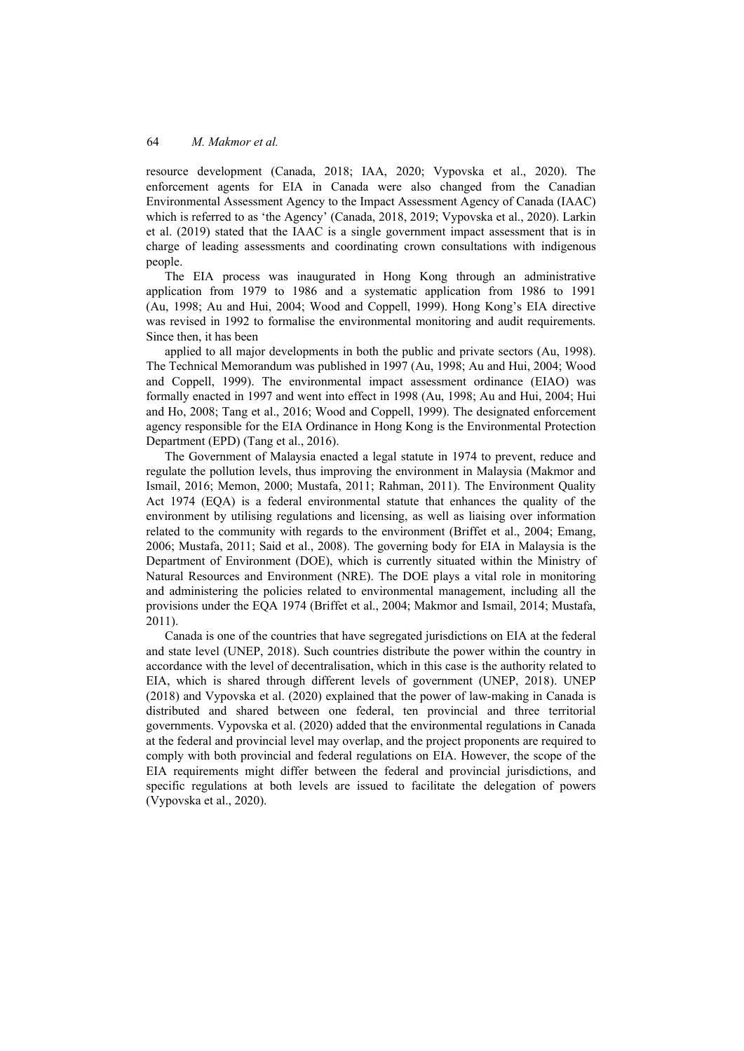resource development (Canada, 2018; IAA, 2020; Vypovska et al., 2020). The enforcement agents for EIA in Canada were also changed from the Canadian Environmental Assessment Agency to the Impact Assessment Agency of Canada (IAAC) which is referred to as 'the Agency' (Canada, 2018, 2019; Vypovska et al., 2020). Larkin et al. (2019) stated that the IAAC is a single government impact assessment that is in charge of leading assessments and coordinating crown consultations with indigenous people.

The EIA process was inaugurated in Hong Kong through an administrative application from 1979 to 1986 and a systematic application from 1986 to 1991 (Au, 1998; Au and Hui, 2004; Wood and Coppell, 1999). Hong Kong's EIA directive was revised in 1992 to formalise the environmental monitoring and audit requirements. Since then, it has been

applied to all major developments in both the public and private sectors (Au, 1998). The Technical Memorandum was published in 1997 (Au, 1998; Au and Hui, 2004; Wood and Coppell, 1999). The environmental impact assessment ordinance (EIAO) was formally enacted in 1997 and went into effect in 1998 (Au, 1998; Au and Hui, 2004; Hui and Ho, 2008; Tang et al., 2016; Wood and Coppell, 1999). The designated enforcement agency responsible for the EIA Ordinance in Hong Kong is the Environmental Protection Department (EPD) (Tang et al., 2016).

The Government of Malaysia enacted a legal statute in 1974 to prevent, reduce and regulate the pollution levels, thus improving the environment in Malaysia (Makmor and Ismail, 2016; Memon, 2000; Mustafa, 2011; Rahman, 2011). The Environment Quality Act 1974 (EQA) is a federal environmental statute that enhances the quality of the environment by utilising regulations and licensing, as well as liaising over information related to the community with regards to the environment (Briffet et al., 2004; Emang, 2006; Mustafa, 2011; Said et al., 2008). The governing body for EIA in Malaysia is the Department of Environment (DOE), which is currently situated within the Ministry of Natural Resources and Environment (NRE). The DOE plays a vital role in monitoring and administering the policies related to environmental management, including all the provisions under the EQA 1974 (Briffet et al., 2004; Makmor and Ismail, 2014; Mustafa, 2011).

Canada is one of the countries that have segregated jurisdictions on EIA at the federal and state level (UNEP, 2018). Such countries distribute the power within the country in accordance with the level of decentralisation, which in this case is the authority related to EIA, which is shared through different levels of government (UNEP, 2018). UNEP (2018) and Vypovska et al. (2020) explained that the power of law-making in Canada is distributed and shared between one federal, ten provincial and three territorial governments. Vypovska et al. (2020) added that the environmental regulations in Canada at the federal and provincial level may overlap, and the project proponents are required to comply with both provincial and federal regulations on EIA. However, the scope of the EIA requirements might differ between the federal and provincial jurisdictions, and specific regulations at both levels are issued to facilitate the delegation of powers (Vypovska et al., 2020).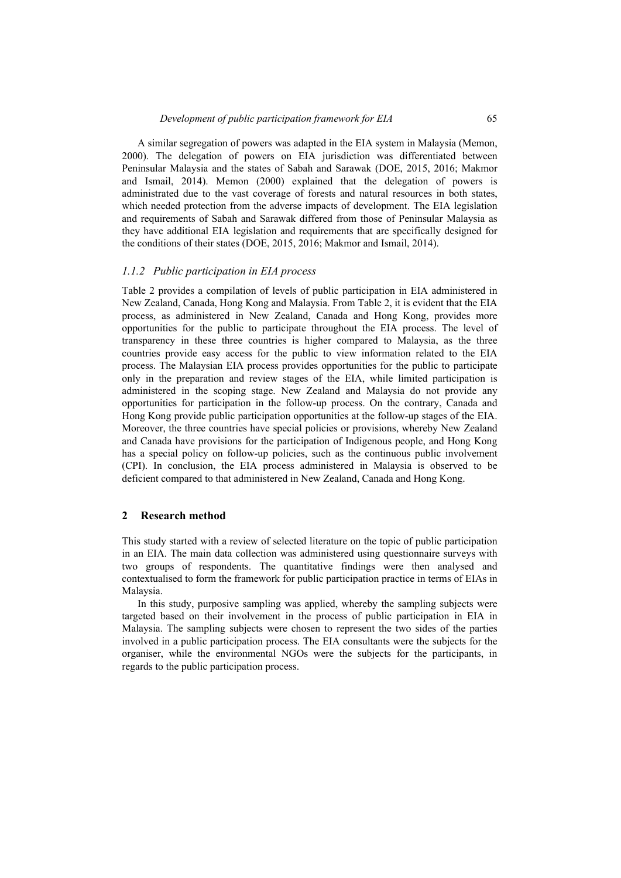A similar segregation of powers was adapted in the EIA system in Malaysia (Memon, 2000). The delegation of powers on EIA jurisdiction was differentiated between Peninsular Malaysia and the states of Sabah and Sarawak (DOE, 2015, 2016; Makmor and Ismail, 2014). Memon (2000) explained that the delegation of powers is administrated due to the vast coverage of forests and natural resources in both states, which needed protection from the adverse impacts of development. The EIA legislation and requirements of Sabah and Sarawak differed from those of Peninsular Malaysia as they have additional EIA legislation and requirements that are specifically designed for the conditions of their states (DOE, 2015, 2016; Makmor and Ismail, 2014).

### *1.1.2 Public participation in EIA process*

Table 2 provides a compilation of levels of public participation in EIA administered in New Zealand, Canada, Hong Kong and Malaysia. From Table 2, it is evident that the EIA process, as administered in New Zealand, Canada and Hong Kong, provides more opportunities for the public to participate throughout the EIA process. The level of transparency in these three countries is higher compared to Malaysia, as the three countries provide easy access for the public to view information related to the EIA process. The Malaysian EIA process provides opportunities for the public to participate only in the preparation and review stages of the EIA, while limited participation is administered in the scoping stage. New Zealand and Malaysia do not provide any opportunities for participation in the follow-up process. On the contrary, Canada and Hong Kong provide public participation opportunities at the follow-up stages of the EIA. Moreover, the three countries have special policies or provisions, whereby New Zealand and Canada have provisions for the participation of Indigenous people, and Hong Kong has a special policy on follow-up policies, such as the continuous public involvement (CPI). In conclusion, the EIA process administered in Malaysia is observed to be deficient compared to that administered in New Zealand, Canada and Hong Kong.

## 2 Research method

This study started with a review of selected literature on the topic of public participation in an EIA. The main data collection was administered using questionnaire surveys with two groups of respondents. The quantitative findings were then analysed and contextualised to form the framework for public participation practice in terms of EIAs in Malaysia.

In this study, purposive sampling was applied, whereby the sampling subjects were targeted based on their involvement in the process of public participation in EIA in Malaysia. The sampling subjects were chosen to represent the two sides of the parties involved in a public participation process. The EIA consultants were the subjects for the organiser, while the environmental NGOs were the subjects for the participants, in regards to the public participation process.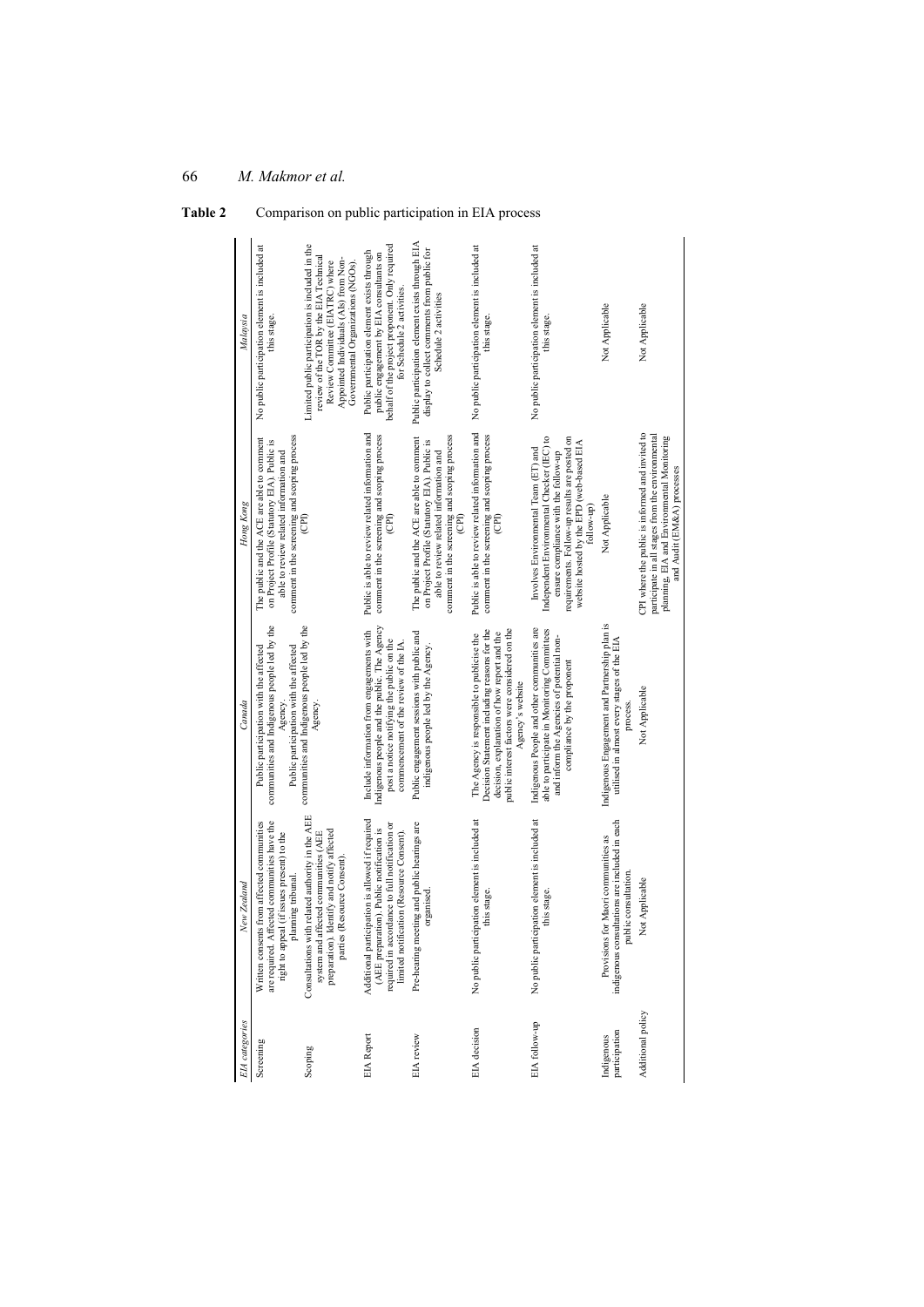**Table 2** Comparison on public participation in EIA process

| *EIA categories* | *New Zealand* | *Canada* | *Hong Kong* | *Malaysia* |
|---|---|---|---|---|
| Screening | Written consents from affected communities are required. Affected communities have the right to appeal (if issues present) to the planning tribunal. | Public participation with the affected communities and Indigenous people led by the Agency. | The public and the ACE are able to comment on Project Profile (Statutory EIA). Public is able to review related information and comment in the screening and scoping process (CPI) | No public participation element is included at this stage. |
| Scoping | Consultations with related authority in the AEE system and affected communities (AEE preparation). Identify and notify affected parties (Resource Consent). | Public participation with the affected communities and Indigenous people led by the Agency. | | Limited public participation is included in the review of the TOR by the EIA Technical Review Committee (EIATRC) where Appointed Individuals (AIs) from Non-Governmental Organizations (NGOs). |
| EIA Report | Additional participation is allowed if required (AEE preparation). Public notification is required in accordance to full notification or limited notification (Resource Consent). | Include information from engagements with Indigenous people and the public. The Agency post a notice notifying the public on the commencement of the review of the IA. | Public is able to review related information and comment in the screening and scoping process (CPI) | Public participation element exists through public engagement by EIA consultants on behalf of the project proponent. Only required for Schedule 2 activities. |
| EIA review | Pre-hearing meeting and public hearings are organised. | Public engagement sessions with public and indigenous people led by the Agency. | The public and the ACE are able to comment on Project Profile (Statutory EIA). Public is able to review related information and comment in the screening and scoping process (CPI) | Public participation element exists through EIA display to collect comments from public for Schedule 2 activities |
| EIA decision | No public participation element is included at this stage. | The Agency is responsible to publicise the Decision Statement including reasons for the decision, explanation of how report and the public interest factors were considered on the Agency's website | Public is able to review related information and comment in the screening and scoping process (CPI) | No public participation element is included at this stage. |
| EIA follow-up | No public participation element is included at this stage. | Indigenous People and other communities are able to participate in Monitoring Committees and inform the Agencies of potential non-compliance by the proponent | Involves Environmental Team (ET) and Independent Environmental Checker (IEC) to ensure compliance with the follow-up requirements. Follow-up results are posted on website hosted by the EPD (web-based EIA follow-up) | No public participation element is included at this stage. |
| Indigenous participation | Provisions for Maori communities as indigenous consultations are included in each public consultation. | Indigenous Engagement and Partnership plan is utilised in almost every stages of the EIA process. | Not Applicable | Not Applicable |
| Additional policy | Not Applicable | Not Applicable | CPI where the public is informed and invited to participate in all stages from the environmental planning, EIA and Environmental Monitoring and Audit (EM&A) processes | Not Applicable |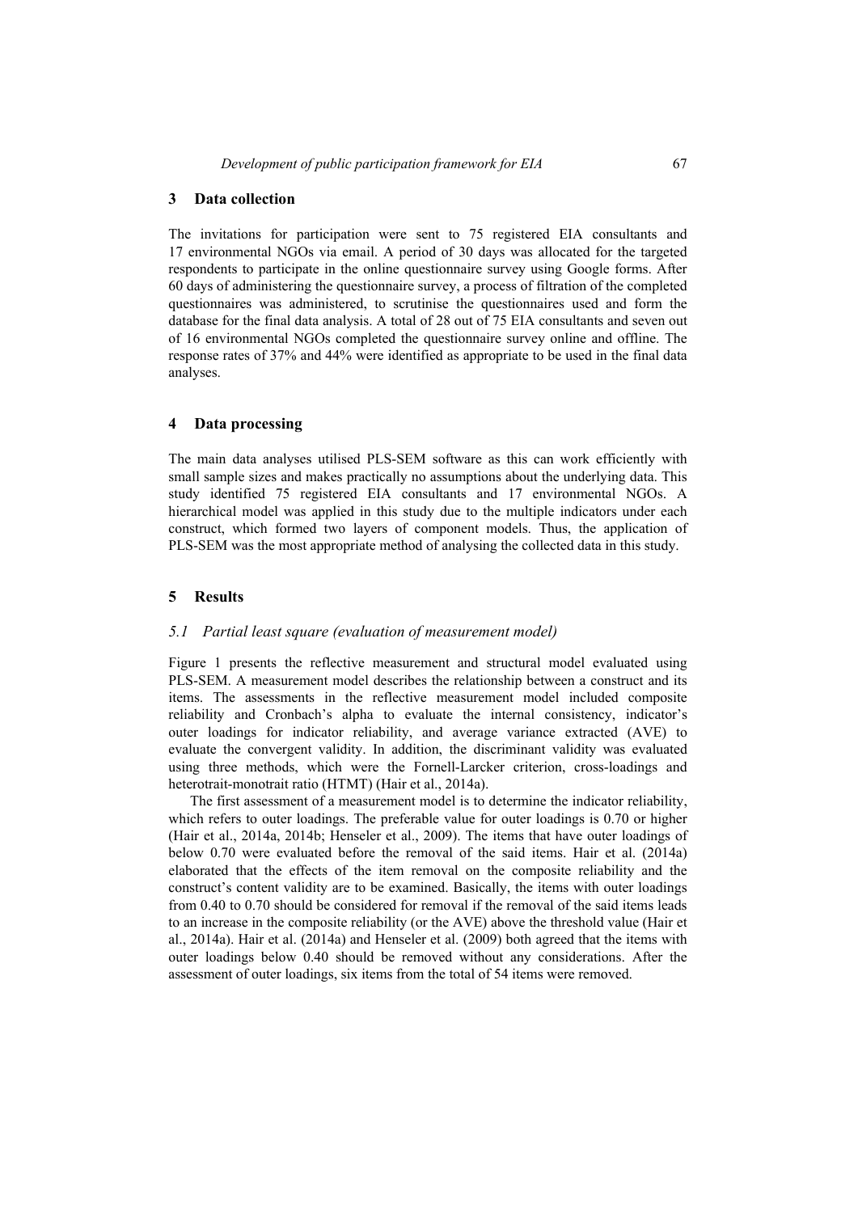## 3 Data collection

The invitations for participation were sent to 75 registered EIA consultants and 17 environmental NGOs via email. A period of 30 days was allocated for the targeted respondents to participate in the online questionnaire survey using Google forms. After 60 days of administering the questionnaire survey, a process of filtration of the completed questionnaires was administered, to scrutinise the questionnaires used and form the database for the final data analysis. A total of 28 out of 75 EIA consultants and seven out of 16 environmental NGOs completed the questionnaire survey online and offline. The response rates of 37% and 44% were identified as appropriate to be used in the final data analyses.

## 4 Data processing

The main data analyses utilised PLS-SEM software as this can work efficiently with small sample sizes and makes practically no assumptions about the underlying data. This study identified 75 registered EIA consultants and 17 environmental NGOs. A hierarchical model was applied in this study due to the multiple indicators under each construct, which formed two layers of component models. Thus, the application of PLS-SEM was the most appropriate method of analysing the collected data in this study.

## 5 Results

### *5.1 Partial least square (evaluation of measurement model)*

Figure 1 presents the reflective measurement and structural model evaluated using PLS-SEM. A measurement model describes the relationship between a construct and its items. The assessments in the reflective measurement model included composite reliability and Cronbach's alpha to evaluate the internal consistency, indicator's outer loadings for indicator reliability, and average variance extracted (AVE) to evaluate the convergent validity. In addition, the discriminant validity was evaluated using three methods, which were the Fornell-Larcker criterion, cross-loadings and heterotrait-monotrait ratio (HTMT) (Hair et al., 2014a).

The first assessment of a measurement model is to determine the indicator reliability, which refers to outer loadings. The preferable value for outer loadings is 0.70 or higher (Hair et al., 2014a, 2014b; Henseler et al., 2009). The items that have outer loadings of below 0.70 were evaluated before the removal of the said items. Hair et al. (2014a) elaborated that the effects of the item removal on the composite reliability and the construct's content validity are to be examined. Basically, the items with outer loadings from 0.40 to 0.70 should be considered for removal if the removal of the said items leads to an increase in the composite reliability (or the AVE) above the threshold value (Hair et al., 2014a). Hair et al. (2014a) and Henseler et al. (2009) both agreed that the items with outer loadings below 0.40 should be removed without any considerations. After the assessment of outer loadings, six items from the total of 54 items were removed.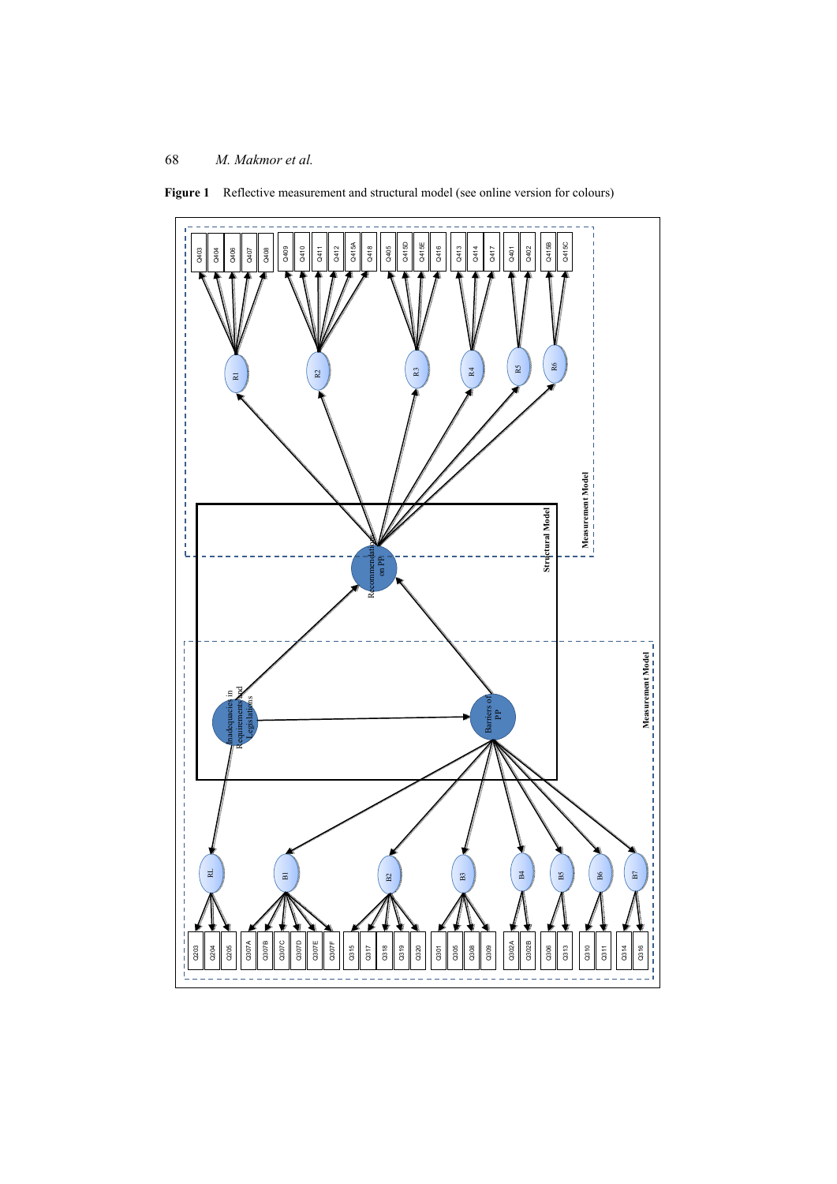**Figure 1** Reflective measurement and structural model (see online version for colours)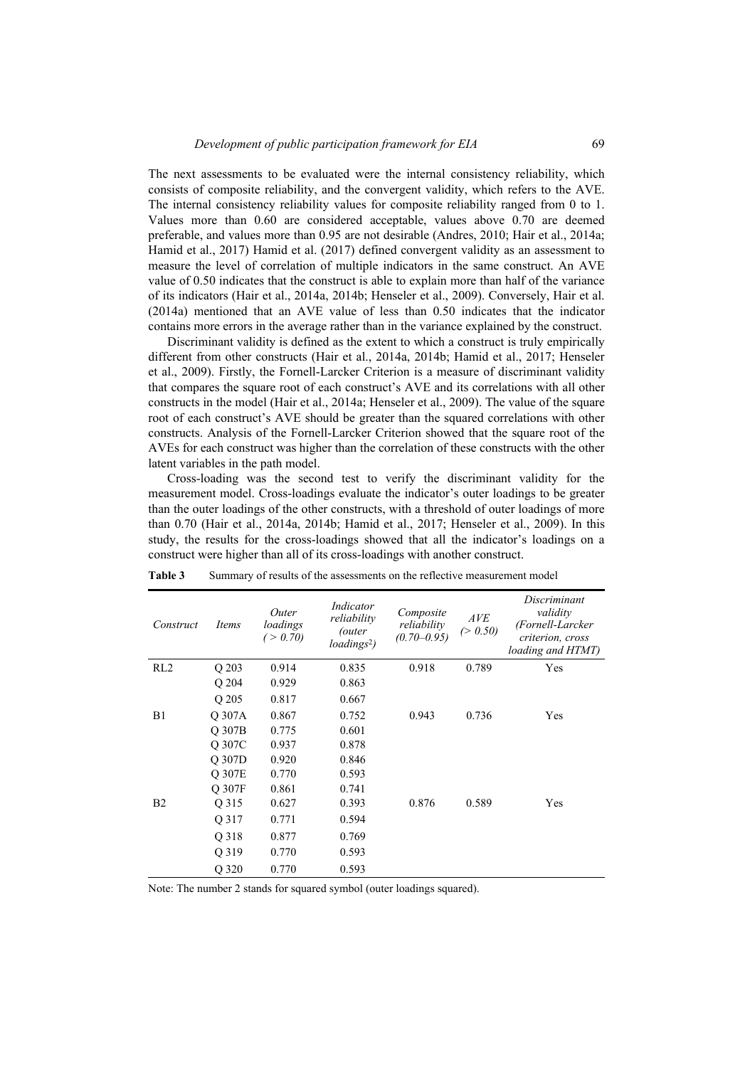The next assessments to be evaluated were the internal consistency reliability, which consists of composite reliability, and the convergent validity, which refers to the AVE. The internal consistency reliability values for composite reliability ranged from 0 to 1. Values more than 0.60 are considered acceptable, values above 0.70 are deemed preferable, and values more than 0.95 are not desirable (Andres, 2010; Hair et al., 2014a; Hamid et al., 2017) Hamid et al. (2017) defined convergent validity as an assessment to measure the level of correlation of multiple indicators in the same construct. An AVE value of 0.50 indicates that the construct is able to explain more than half of the variance of its indicators (Hair et al., 2014a, 2014b; Henseler et al., 2009). Conversely, Hair et al. (2014a) mentioned that an AVE value of less than 0.50 indicates that the indicator contains more errors in the average rather than in the variance explained by the construct.

Discriminant validity is defined as the extent to which a construct is truly empirically different from other constructs (Hair et al., 2014a, 2014b; Hamid et al., 2017; Henseler et al., 2009). Firstly, the Fornell-Larcker Criterion is a measure of discriminant validity that compares the square root of each construct's AVE and its correlations with all other constructs in the model (Hair et al., 2014a; Henseler et al., 2009). The value of the square root of each construct's AVE should be greater than the squared correlations with other constructs. Analysis of the Fornell-Larcker Criterion showed that the square root of the AVEs for each construct was higher than the correlation of these constructs with the other latent variables in the path model.

Cross-loading was the second test to verify the discriminant validity for the measurement model. Cross-loadings evaluate the indicator's outer loadings to be greater than the outer loadings of the other constructs, with a threshold of outer loadings of more than 0.70 (Hair et al., 2014a, 2014b; Hamid et al., 2017; Henseler et al., 2009). In this study, the results for the cross-loadings showed that all the indicator's loadings on a construct were higher than all of its cross-loadings with another construct.

**Table 3** Summary of results of the assessments on the reflective measurement model

| *Construct* | *Items* | *Outer loadings (> 0.70)* | *Indicator reliability (outer loadings²)* | *Composite reliability (0.70–0.95)* | *AVE (> 0.50)* | *Discriminant validity (Fornell-Larcker criterion, cross loading and HTMT)* |
|---|---|---|---|---|---|---|
| RL2 | Q 203 | 0.914 | 0.835 | 0.918 | 0.789 | Yes |
| | Q 204 | 0.929 | 0.863 | | | |
| | Q 205 | 0.817 | 0.667 | | | |
| B1 | Q 307A | 0.867 | 0.752 | 0.943 | 0.736 | Yes |
| | Q 307B | 0.775 | 0.601 | | | |
| | Q 307C | 0.937 | 0.878 | | | |
| | Q 307D | 0.920 | 0.846 | | | |
| | Q 307E | 0.770 | 0.593 | | | |
| | Q 307F | 0.861 | 0.741 | | | |
| B2 | Q 315 | 0.627 | 0.393 | 0.876 | 0.589 | Yes |
| | Q 317 | 0.771 | 0.594 | | | |
| | Q 318 | 0.877 | 0.769 | | | |
| | Q 319 | 0.770 | 0.593 | | | |
| | Q 320 | 0.770 | 0.593 | | | |

Note: The number 2 stands for squared symbol (outer loadings squared).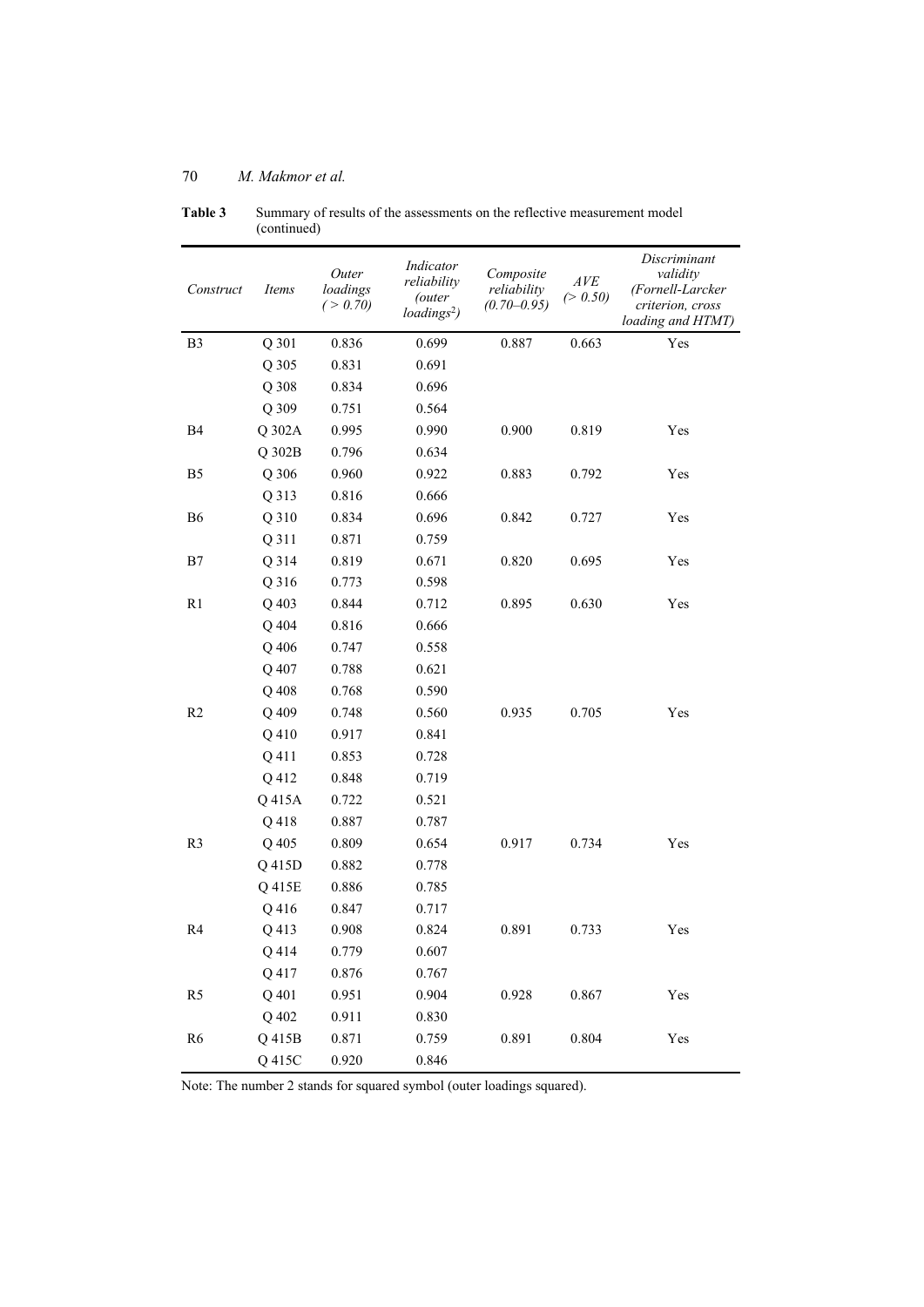**Table 3** Summary of results of the assessments on the reflective measurement model (continued)

| *Construct* | *Items* | *Outer loadings (> 0.70)* | *Indicator reliability (outer loadings$^2$)* | *Composite reliability (0.70–0.95)* | *AVE (> 0.50)* | *Discriminant validity (Fornell-Larcker criterion, cross loading and HTMT)* |
|---|---|---|---|---|---|---|
| B3 | Q 301 | 0.836 | 0.699 | 0.887 | 0.663 | Yes |
| | Q 305 | 0.831 | 0.691 | | | |
| | Q 308 | 0.834 | 0.696 | | | |
| | Q 309 | 0.751 | 0.564 | | | |
| B4 | Q 302A | 0.995 | 0.990 | 0.900 | 0.819 | Yes |
| | Q 302B | 0.796 | 0.634 | | | |
| B5 | Q 306 | 0.960 | 0.922 | 0.883 | 0.792 | Yes |
| | Q 313 | 0.816 | 0.666 | | | |
| B6 | Q 310 | 0.834 | 0.696 | 0.842 | 0.727 | Yes |
| | Q 311 | 0.871 | 0.759 | | | |
| B7 | Q 314 | 0.819 | 0.671 | 0.820 | 0.695 | Yes |
| | Q 316 | 0.773 | 0.598 | | | |
| R1 | Q 403 | 0.844 | 0.712 | 0.895 | 0.630 | Yes |
| | Q 404 | 0.816 | 0.666 | | | |
| | Q 406 | 0.747 | 0.558 | | | |
| | Q 407 | 0.788 | 0.621 | | | |
| | Q 408 | 0.768 | 0.590 | | | |
| R2 | Q 409 | 0.748 | 0.560 | 0.935 | 0.705 | Yes |
| | Q 410 | 0.917 | 0.841 | | | |
| | Q 411 | 0.853 | 0.728 | | | |
| | Q 412 | 0.848 | 0.719 | | | |
| | Q 415A | 0.722 | 0.521 | | | |
| | Q 418 | 0.887 | 0.787 | | | |
| R3 | Q 405 | 0.809 | 0.654 | 0.917 | 0.734 | Yes |
| | Q 415D | 0.882 | 0.778 | | | |
| | Q 415E | 0.886 | 0.785 | | | |
| | Q 416 | 0.847 | 0.717 | | | |
| R4 | Q 413 | 0.908 | 0.824 | 0.891 | 0.733 | Yes |
| | Q 414 | 0.779 | 0.607 | | | |
| | Q 417 | 0.876 | 0.767 | | | |
| R5 | Q 401 | 0.951 | 0.904 | 0.928 | 0.867 | Yes |
| | Q 402 | 0.911 | 0.830 | | | |
| R6 | Q 415B | 0.871 | 0.759 | 0.891 | 0.804 | Yes |
| | Q 415C | 0.920 | 0.846 | | | |

Note: The number 2 stands for squared symbol (outer loadings squared).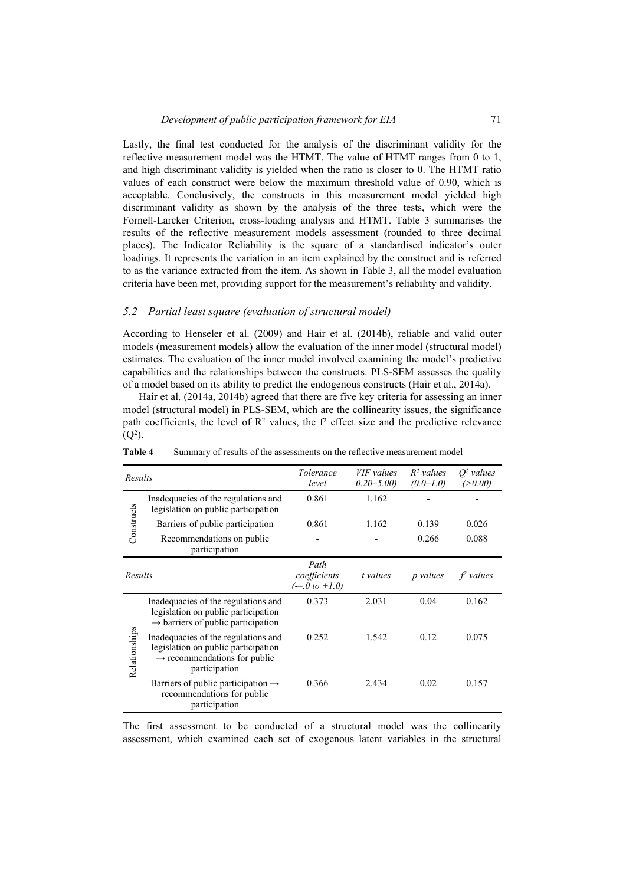Lastly, the final test conducted for the analysis of the discriminant validity for the reflective measurement model was the HTMT. The value of HTMT ranges from 0 to 1, and high discriminant validity is yielded when the ratio is closer to 0. The HTMT ratio values of each construct were below the maximum threshold value of 0.90, which is acceptable. Conclusively, the constructs in this measurement model yielded high discriminant validity as shown by the analysis of the three tests, which were the Fornell-Larcker Criterion, cross-loading analysis and HTMT. Table 3 summarises the results of the reflective measurement models assessment (rounded to three decimal places). The Indicator Reliability is the square of a standardised indicator's outer loadings. It represents the variation in an item explained by the construct and is referred to as the variance extracted from the item. As shown in Table 3, all the model evaluation criteria have been met, providing support for the measurement's reliability and validity.

### *5.2 Partial least square (evaluation of structural model)*

According to Henseler et al. (2009) and Hair et al. (2014b), reliable and valid outer models (measurement models) allow the evaluation of the inner model (structural model) estimates. The evaluation of the inner model involved examining the model's predictive capabilities and the relationships between the constructs. PLS-SEM assesses the quality of a model based on its ability to predict the endogenous constructs (Hair et al., 2014a).

Hair et al. (2014a, 2014b) agreed that there are five key criteria for assessing an inner model (structural model) in PLS-SEM, which are the collinearity issues, the significance path coefficients, the level of $R^2$ values, the $f^2$ effect size and the predictive relevance ($Q^2$).

**Table 4** Summary of results of the assessments on the reflective measurement model

| *Results* | | *Tolerance level* | *VIF values (0.20–5.00)* | *$R^2$ values (0.0–1.0)* | *$Q^2$ values (>0.00)* |
|---|---|---|---|---|---|
| Constructs | Inadequacies of the regulations and legislation on public participation | 0.861 | 1.162 | - | - |
| | Barriers of public participation | 0.861 | 1.162 | 0.139 | 0.026 |
| | Recommendations on public participation | - | - | 0.266 | 0.088 |
| *Results* | | *Path coefficients (–.0 to +1.0)* | *t values* | *p values* | *$f^2$ values* |
| Relationships | Inadequacies of the regulations and legislation on public participation → barriers of public participation | 0.373 | 2.031 | 0.04 | 0.162 |
| | Inadequacies of the regulations and legislation on public participation → recommendations for public participation | 0.252 | 1.542 | 0.12 | 0.075 |
| | Barriers of public participation → recommendations for public participation | 0.366 | 2.434 | 0.02 | 0.157 |

The first assessment to be conducted of a structural model was the collinearity assessment, which examined each set of exogenous latent variables in the structural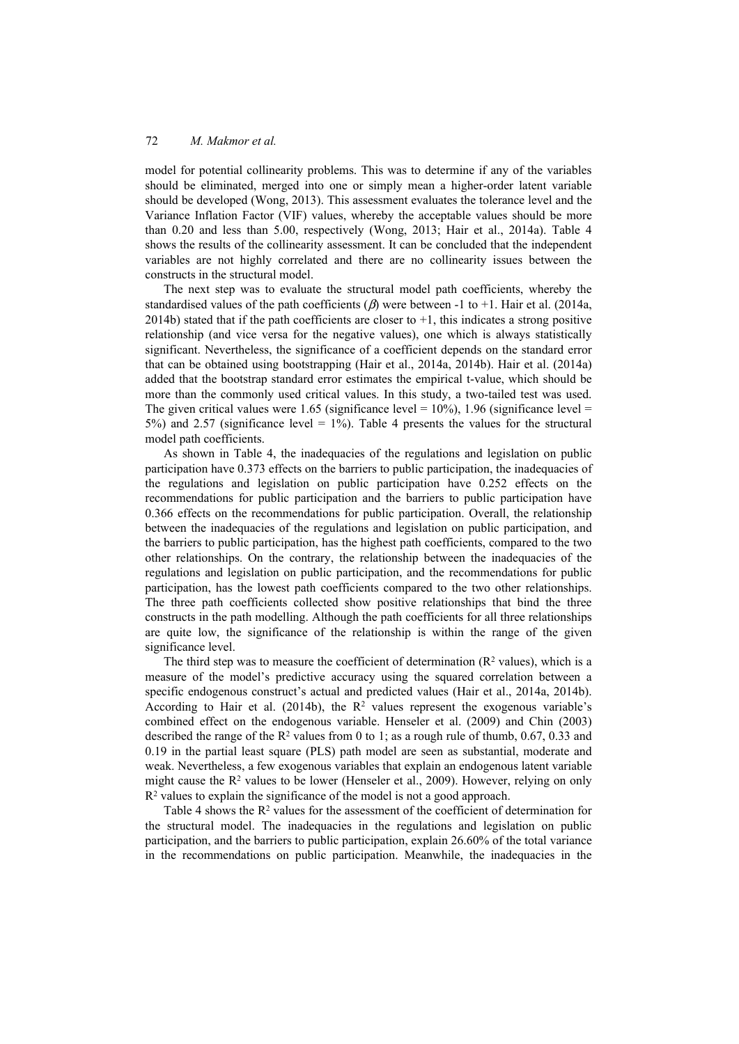model for potential collinearity problems. This was to determine if any of the variables should be eliminated, merged into one or simply mean a higher-order latent variable should be developed (Wong, 2013). This assessment evaluates the tolerance level and the Variance Inflation Factor (VIF) values, whereby the acceptable values should be more than 0.20 and less than 5.00, respectively (Wong, 2013; Hair et al., 2014a). Table 4 shows the results of the collinearity assessment. It can be concluded that the independent variables are not highly correlated and there are no collinearity issues between the constructs in the structural model.

The next step was to evaluate the structural model path coefficients, whereby the standardised values of the path coefficients ($\beta$) were between -1 to +1. Hair et al. (2014a, 2014b) stated that if the path coefficients are closer to +1, this indicates a strong positive relationship (and vice versa for the negative values), one which is always statistically significant. Nevertheless, the significance of a coefficient depends on the standard error that can be obtained using bootstrapping (Hair et al., 2014a, 2014b). Hair et al. (2014a) added that the bootstrap standard error estimates the empirical t-value, which should be more than the commonly used critical values. In this study, a two-tailed test was used. The given critical values were 1.65 (significance level = 10%), 1.96 (significance level = 5%) and 2.57 (significance level = 1%). Table 4 presents the values for the structural model path coefficients.

As shown in Table 4, the inadequacies of the regulations and legislation on public participation have 0.373 effects on the barriers to public participation, the inadequacies of the regulations and legislation on public participation have 0.252 effects on the recommendations for public participation and the barriers to public participation have 0.366 effects on the recommendations for public participation. Overall, the relationship between the inadequacies of the regulations and legislation on public participation, and the barriers to public participation, has the highest path coefficients, compared to the two other relationships. On the contrary, the relationship between the inadequacies of the regulations and legislation on public participation, and the recommendations for public participation, has the lowest path coefficients compared to the two other relationships. The three path coefficients collected show positive relationships that bind the three constructs in the path modelling. Although the path coefficients for all three relationships are quite low, the significance of the relationship is within the range of the given significance level.

The third step was to measure the coefficient of determination ($R^2$ values), which is a measure of the model's predictive accuracy using the squared correlation between a specific endogenous construct's actual and predicted values (Hair et al., 2014a, 2014b). According to Hair et al. (2014b), the $R^2$ values represent the exogenous variable's combined effect on the endogenous variable. Henseler et al. (2009) and Chin (2003) described the range of the $R^2$ values from 0 to 1; as a rough rule of thumb, 0.67, 0.33 and 0.19 in the partial least square (PLS) path model are seen as substantial, moderate and weak. Nevertheless, a few exogenous variables that explain an endogenous latent variable might cause the $R^2$ values to be lower (Henseler et al., 2009). However, relying on only $R^2$ values to explain the significance of the model is not a good approach.

Table 4 shows the $R^2$ values for the assessment of the coefficient of determination for the structural model. The inadequacies in the regulations and legislation on public participation, and the barriers to public participation, explain 26.60% of the total variance in the recommendations on public participation. Meanwhile, the inadequacies in the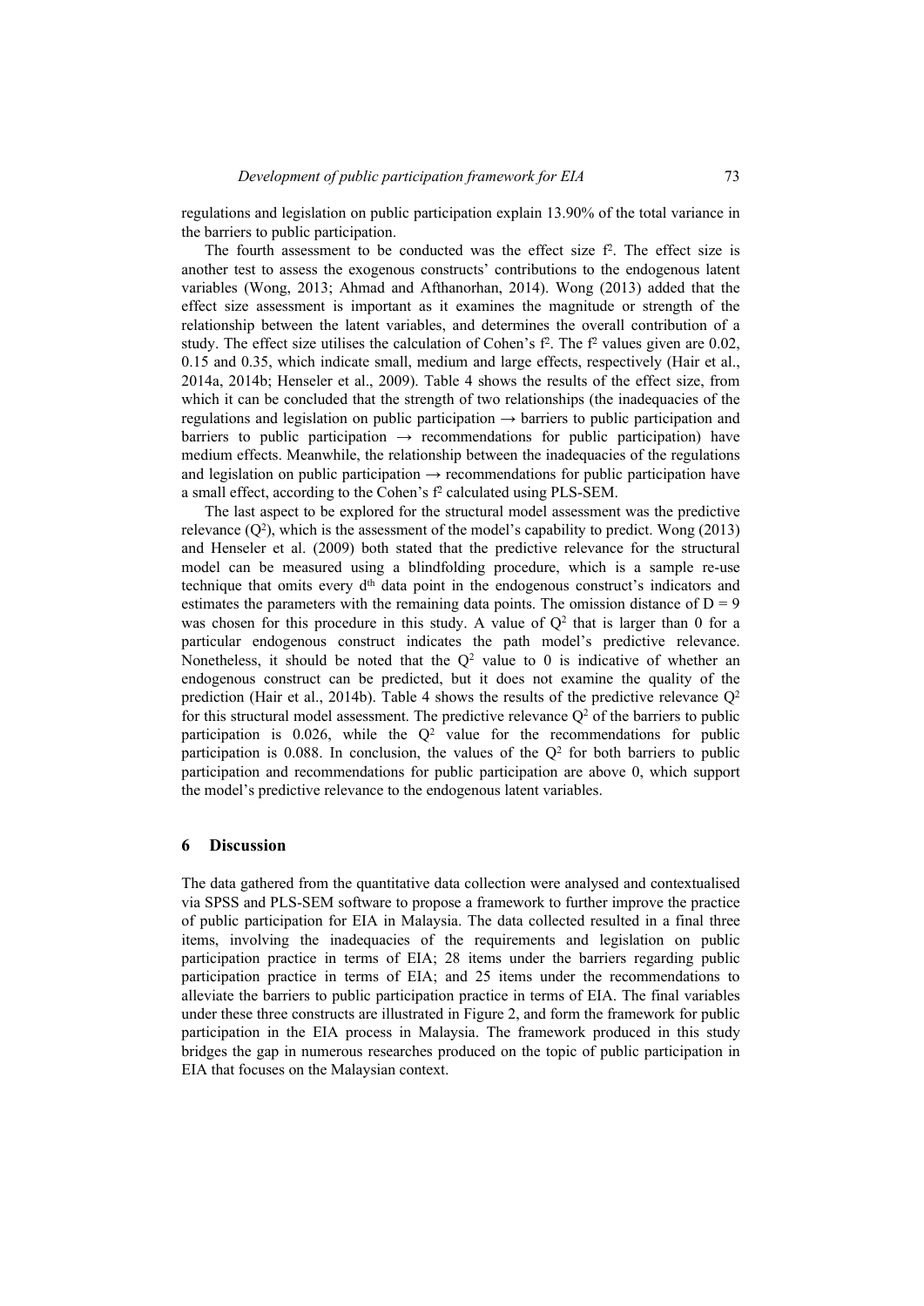regulations and legislation on public participation explain 13.90% of the total variance in the barriers to public participation.

The fourth assessment to be conducted was the effect size $f^2$. The effect size is another test to assess the exogenous constructs' contributions to the endogenous latent variables (Wong, 2013; Ahmad and Afthanorhan, 2014). Wong (2013) added that the effect size assessment is important as it examines the magnitude or strength of the relationship between the latent variables, and determines the overall contribution of a study. The effect size utilises the calculation of Cohen's $f^2$. The $f^2$ values given are 0.02, 0.15 and 0.35, which indicate small, medium and large effects, respectively (Hair et al., 2014a, 2014b; Henseler et al., 2009). Table 4 shows the results of the effect size, from which it can be concluded that the strength of two relationships (the inadequacies of the regulations and legislation on public participation → barriers to public participation and barriers to public participation → recommendations for public participation) have medium effects. Meanwhile, the relationship between the inadequacies of the regulations and legislation on public participation → recommendations for public participation have a small effect, according to the Cohen's $f^2$ calculated using PLS-SEM.

The last aspect to be explored for the structural model assessment was the predictive relevance ($Q^2$), which is the assessment of the model's capability to predict. Wong (2013) and Henseler et al. (2009) both stated that the predictive relevance for the structural model can be measured using a blindfolding procedure, which is a sample re-use technique that omits every $d^{th}$ data point in the endogenous construct's indicators and estimates the parameters with the remaining data points. The omission distance of $D = 9$ was chosen for this procedure in this study. A value of $Q^2$ that is larger than 0 for a particular endogenous construct indicates the path model's predictive relevance. Nonetheless, it should be noted that the $Q^2$ value to 0 is indicative of whether an endogenous construct can be predicted, but it does not examine the quality of the prediction (Hair et al., 2014b). Table 4 shows the results of the predictive relevance $Q^2$ for this structural model assessment. The predictive relevance $Q^2$ of the barriers to public participation is 0.026, while the $Q^2$ value for the recommendations for public participation is 0.088. In conclusion, the values of the $Q^2$ for both barriers to public participation and recommendations for public participation are above 0, which support the model's predictive relevance to the endogenous latent variables.

## 6 Discussion

The data gathered from the quantitative data collection were analysed and contextualised via SPSS and PLS-SEM software to propose a framework to further improve the practice of public participation for EIA in Malaysia. The data collected resulted in a final three items, involving the inadequacies of the requirements and legislation on public participation practice in terms of EIA; 28 items under the barriers regarding public participation practice in terms of EIA; and 25 items under the recommendations to alleviate the barriers to public participation practice in terms of EIA. The final variables under these three constructs are illustrated in Figure 2, and form the framework for public participation in the EIA process in Malaysia. The framework produced in this study bridges the gap in numerous researches produced on the topic of public participation in EIA that focuses on the Malaysian context.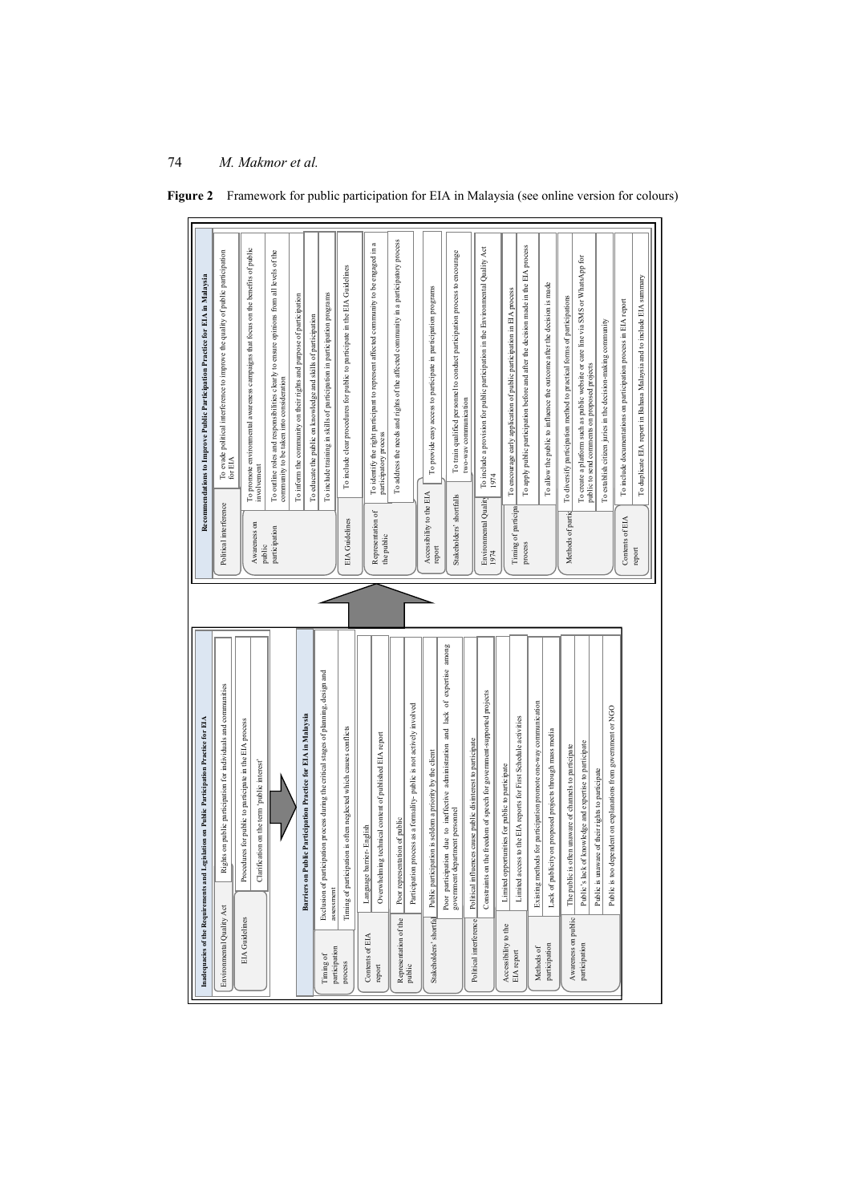**Figure 2** Framework for public participation for EIA in Malaysia (see online version for colours)

**Inadequacies of the Requirements and Legislation on Public Participation Practice for EIA**

| Category | Inadequacy |
| --- | --- |
| Environmental Quality Act | Rights on public participation for individuals and communities |
| EIA Guidelines | Procedures for public to participate in the EIA process |
| | Clarification on the term 'public interest' |

**Barriers on Public Participation Practice for EIA in Malaysia**

| Category | Barrier |
| --- | --- |
| Timing of participation process | Exclusion of participation process during the critical stages of planning, design and assessment |
| | Timing of participation is often neglected which causes conflicts |
| Contents of EIA report | Language barrier- English |
| | Overwhelming technical content of published EIA report |
| Representation of the public | Poor representation of public |
| | Participation process as a formality- public is not actively involved |
| Stakeholders' shortfalls | Public participation is seldom a priority by the client |
| | Poor participation due to ineffective administration and lack of expertise among government department personnel |
| Political interference | Political influences cause public disinterest to participate |
| | Constraints on the freedom of speech for government-supported projects |
| Accessibility to the EIA report | Limited opportunities for public to participate |
| | Limited access to the EIA reports for First Schedule activities |
| Methods of participation | Existing methods for participation promote one-way communication |
| | Lack of publicity on proposed projects through mass media |
| Awareness on public participation | The public is often unaware of channels to participate |
| | Public's lack of knowledge and expertise to participate |
| | Public is unaware of their rights to participate |
| | Public is too dependent on explanations from government or NGO |

**Recommendations to Improve Public Participation Practice for EIA in Malaysia**

| Category | Recommendation |
| --- | --- |
| Political interference | To evade political interference to improve the quality of public participation for EIA |
| Awareness on public participation | To promote environmental awareness campaigns that focus on the benefits of public involvement |
| | To outline roles and responsibilities clearly to ensure opinions from all levels of the community to be taken into consideration |
| | To inform the community on their rights and purpose of participation |
| | To educate the public on knowledge and skills of participation |
| | To include training in skills of participation in participation programs |
| EIA Guidelines | To include clear procedures for public to participate in the EIA Guidelines |
| Representation of the public | To identify the right participant to represent affected community to be engaged in a participatory process |
| | To address the needs and rights of the affected community in a participatory process |
| Accessibility to the EIA report | To provide easy access to participate in participation programs |
| Stakeholders' shortfalls | To train qualified personnel to conduct participation process to encourage two-way communication |
| Environmental Quality Act 1974 | To include a provision for public participation in the Environmental Quality Act 1974 |
| Timing of participation process | To encourage early application of public participation in EIA process |
| | To apply public participation before and after the decision made in the EIA process |
| | To allow the public to influence the outcome after the decision is made |
| Methods of participation | To diversify participation method to practical forms of participations |
| | To create a platform such as public website or care line via SMS or WhatsApp for public to send comments on proposed projects |
| | To establish citizen juries in the decision-making community |
| Contents of EIA report | To include documentations on participation process in EIA report |
| | To duplicate EIA report in Bahasa Malaysia and to include EIA summary |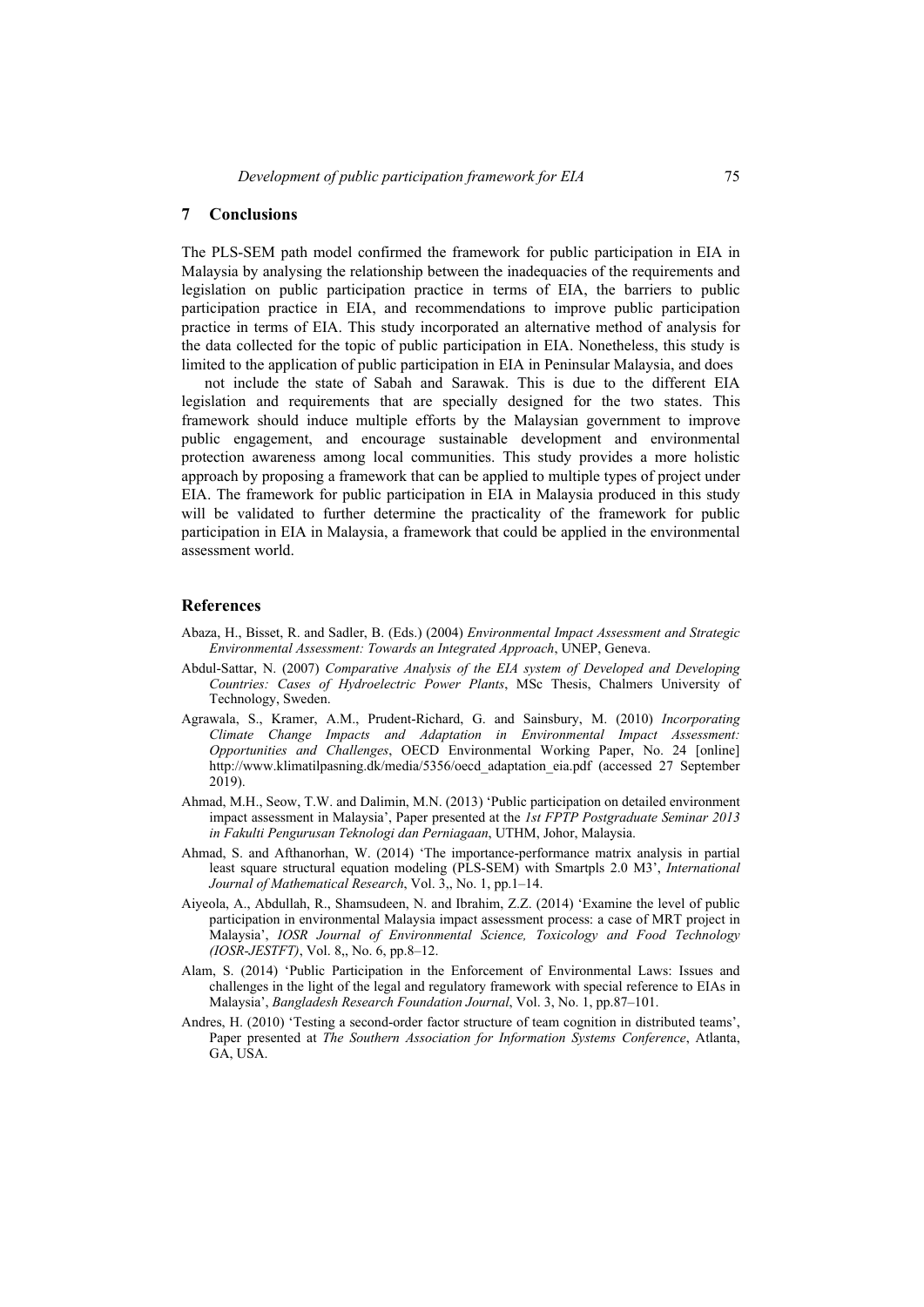## 7 Conclusions

The PLS-SEM path model confirmed the framework for public participation in EIA in Malaysia by analysing the relationship between the inadequacies of the requirements and legislation on public participation practice in terms of EIA, the barriers to public participation practice in EIA, and recommendations to improve public participation practice in terms of EIA. This study incorporated an alternative method of analysis for the data collected for the topic of public participation in EIA. Nonetheless, this study is limited to the application of public participation in EIA in Peninsular Malaysia, and does not include the state of Sabah and Sarawak. This is due to the different EIA legislation and requirements that are specially designed for the two states. This framework should induce multiple efforts by the Malaysian government to improve public engagement, and encourage sustainable development and environmental protection awareness among local communities. This study provides a more holistic approach by proposing a framework that can be applied to multiple types of project under EIA. The framework for public participation in EIA in Malaysia produced in this study will be validated to further determine the practicality of the framework for public participation in EIA in Malaysia, a framework that could be applied in the environmental assessment world.

## References

Abaza, H., Bisset, R. and Sadler, B. (Eds.) (2004) *Environmental Impact Assessment and Strategic Environmental Assessment: Towards an Integrated Approach*, UNEP, Geneva.

Abdul-Sattar, N. (2007) *Comparative Analysis of the EIA system of Developed and Developing Countries: Cases of Hydroelectric Power Plants*, MSc Thesis, Chalmers University of Technology, Sweden.

Agrawala, S., Kramer, A.M., Prudent-Richard, G. and Sainsbury, M. (2010) *Incorporating Climate Change Impacts and Adaptation in Environmental Impact Assessment: Opportunities and Challenges*, OECD Environmental Working Paper, No. 24 [online] http://www.klimatilpasning.dk/media/5356/oecd_adaptation_eia.pdf (accessed 27 September 2019).

Ahmad, M.H., Seow, T.W. and Dalimin, M.N. (2013) 'Public participation on detailed environment impact assessment in Malaysia', Paper presented at the *1st FPTP Postgraduate Seminar 2013 in Fakulti Pengurusan Teknologi dan Perniagaan*, UTHM, Johor, Malaysia.

Ahmad, S. and Afthanorhan, W. (2014) 'The importance-performance matrix analysis in partial least square structural equation modeling (PLS-SEM) with Smartpls 2.0 M3', *International Journal of Mathematical Research*, Vol. 3,, No. 1, pp.1–14.

Aiyeola, A., Abdullah, R., Shamsudeen, N. and Ibrahim, Z.Z. (2014) 'Examine the level of public participation in environmental Malaysia impact assessment process: a case of MRT project in Malaysia', *IOSR Journal of Environmental Science, Toxicology and Food Technology (IOSR-JESTFT)*, Vol. 8,, No. 6, pp.8–12.

Alam, S. (2014) 'Public Participation in the Enforcement of Environmental Laws: Issues and challenges in the light of the legal and regulatory framework with special reference to EIAs in Malaysia', *Bangladesh Research Foundation Journal*, Vol. 3, No. 1, pp.87–101.

Andres, H. (2010) 'Testing a second-order factor structure of team cognition in distributed teams', Paper presented at *The Southern Association for Information Systems Conference*, Atlanta, GA, USA.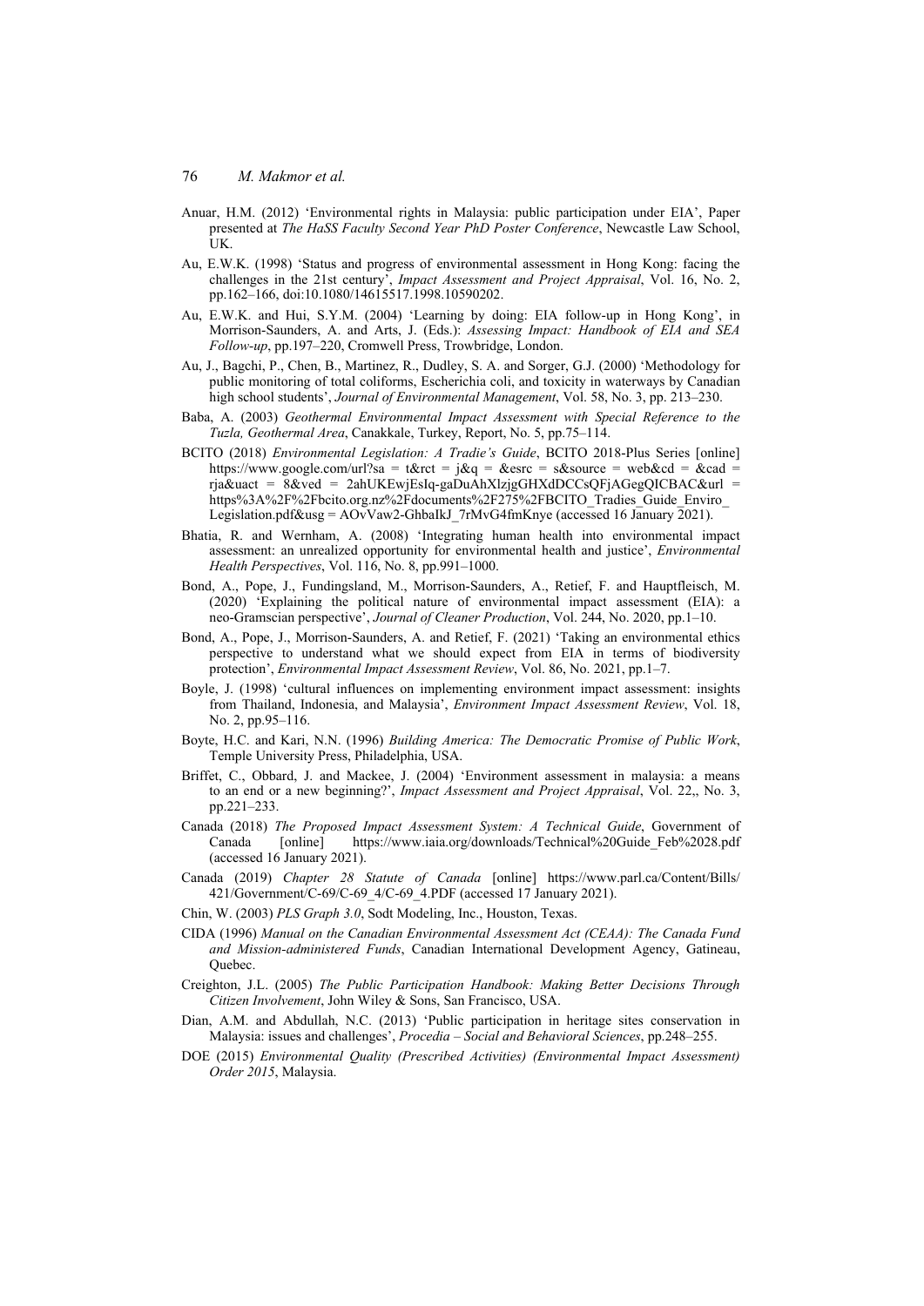Anuar, H.M. (2012) 'Environmental rights in Malaysia: public participation under EIA', Paper presented at *The HaSS Faculty Second Year PhD Poster Conference*, Newcastle Law School, UK.

Au, E.W.K. (1998) 'Status and progress of environmental assessment in Hong Kong: facing the challenges in the 21st century', *Impact Assessment and Project Appraisal*, Vol. 16, No. 2, pp.162–166, doi:10.1080/14615517.1998.10590202.

Au, E.W.K. and Hui, S.Y.M. (2004) 'Learning by doing: EIA follow-up in Hong Kong', in Morrison-Saunders, A. and Arts, J. (Eds.): *Assessing Impact: Handbook of EIA and SEA Follow-up*, pp.197–220, Cromwell Press, Trowbridge, London.

Au, J., Bagchi, P., Chen, B., Martinez, R., Dudley, S. A. and Sorger, G.J. (2000) 'Methodology for public monitoring of total coliforms, Escherichia coli, and toxicity in waterways by Canadian high school students', *Journal of Environmental Management*, Vol. 58, No. 3, pp. 213–230.

Baba, A. (2003) *Geothermal Environmental Impact Assessment with Special Reference to the Tuzla, Geothermal Area*, Canakkale, Turkey, Report, No. 5, pp.75–114.

BCITO (2018) *Environmental Legislation: A Tradie's Guide*, BCITO 2018-Plus Series [online] https://www.google.com/url?sa = t&rct = j&q = &esrc = s&source = web&cd = &cad = rja&uact = 8&ved = 2ahUKEwjEsIq-gaDuAhXlzjgGHXdDCCsQFjAGegQICBAC&url = https%3A%2F%2Fbcito.org.nz%2Fdocuments%2F275%2FBCITO_Tradies_Guide_Enviro_Legislation.pdf&usg = AOvVaw2-GhbaIkJ_7rMvG4fmKnye (accessed 16 January 2021).

Bhatia, R. and Wernham, A. (2008) 'Integrating human health into environmental impact assessment: an unrealized opportunity for environmental health and justice', *Environmental Health Perspectives*, Vol. 116, No. 8, pp.991–1000.

Bond, A., Pope, J., Fundingsland, M., Morrison-Saunders, A., Retief, F. and Hauptfleisch, M. (2020) 'Explaining the political nature of environmental impact assessment (EIA): a neo-Gramscian perspective', *Journal of Cleaner Production*, Vol. 244, No. 2020, pp.1–10.

Bond, A., Pope, J., Morrison-Saunders, A. and Retief, F. (2021) 'Taking an environmental ethics perspective to understand what we should expect from EIA in terms of biodiversity protection', *Environmental Impact Assessment Review*, Vol. 86, No. 2021, pp.1–7.

Boyle, J. (1998) 'cultural influences on implementing environment impact assessment: insights from Thailand, Indonesia, and Malaysia', *Environment Impact Assessment Review*, Vol. 18, No. 2, pp.95–116.

Boyte, H.C. and Kari, N.N. (1996) *Building America: The Democratic Promise of Public Work*, Temple University Press, Philadelphia, USA.

Briffet, C., Obbard, J. and Mackee, J. (2004) 'Environment assessment in malaysia: a means to an end or a new beginning?', *Impact Assessment and Project Appraisal*, Vol. 22,, No. 3, pp.221–233.

Canada (2018) *The Proposed Impact Assessment System: A Technical Guide*, Government of Canada [online] https://www.iaia.org/downloads/Technical%20Guide_Feb%2028.pdf (accessed 16 January 2021).

Canada (2019) *Chapter 28 Statute of Canada* [online] https://www.parl.ca/Content/Bills/421/Government/C-69/C-69_4/C-69_4.PDF (accessed 17 January 2021).

Chin, W. (2003) *PLS Graph 3.0*, Sodt Modeling, Inc., Houston, Texas.

CIDA (1996) *Manual on the Canadian Environmental Assessment Act (CEAA): The Canada Fund and Mission-administered Funds*, Canadian International Development Agency, Gatineau, Quebec.

Creighton, J.L. (2005) *The Public Participation Handbook: Making Better Decisions Through Citizen Involvement*, John Wiley & Sons, San Francisco, USA.

Dian, A.M. and Abdullah, N.C. (2013) 'Public participation in heritage sites conservation in Malaysia: issues and challenges', *Procedia – Social and Behavioral Sciences*, pp.248–255.

DOE (2015) *Environmental Quality (Prescribed Activities) (Environmental Impact Assessment) Order 2015*, Malaysia.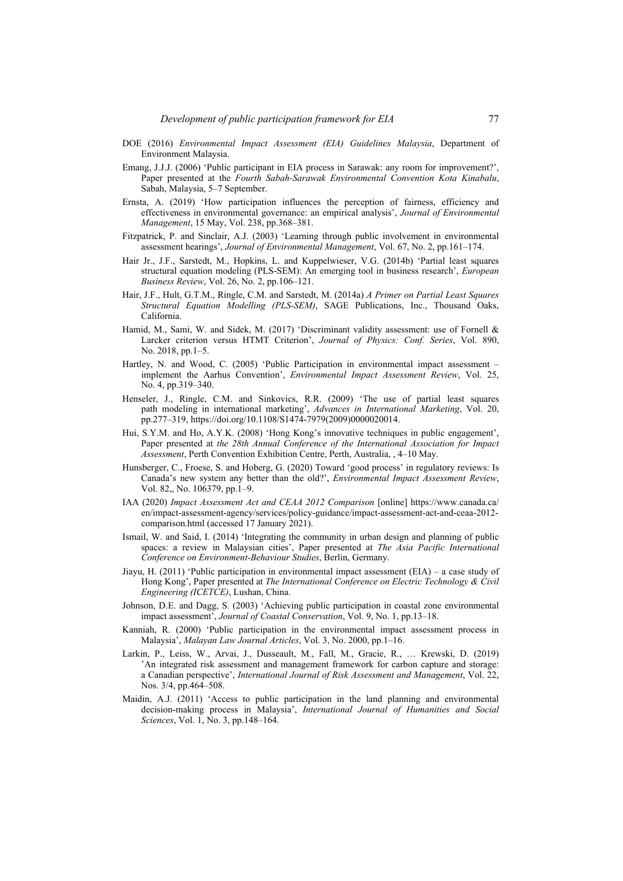DOE (2016) *Environmental Impact Assessment (EIA) Guidelines Malaysia*, Department of Environment Malaysia.

Emang, J.J.J. (2006) 'Public participant in EIA process in Sarawak: any room for improvement?', Paper presented at the *Fourth Sabah-Sarawak Environmental Convention Kota Kinabalu*, Sabah, Malaysia, 5–7 September.

Ernsta, A. (2019) 'How participation influences the perception of fairness, efficiency and effectiveness in environmental governance: an empirical analysis', *Journal of Environmental Management*, 15 May, Vol. 238, pp.368–381.

Fitzpatrick, P. and Sinclair, A.J. (2003) 'Learning through public involvement in environmental assessment hearings', *Journal of Environmental Management*, Vol. 67, No. 2, pp.161–174.

Hair Jr., J.F., Sarstedt, M., Hopkins, L. and Kuppelwieser, V.G. (2014b) 'Partial least squares structural equation modeling (PLS-SEM): An emerging tool in business research', *European Business Review*, Vol. 26, No. 2, pp.106–121.

Hair, J.F., Hult, G.T.M., Ringle, C.M. and Sarstedt, M. (2014a) *A Primer on Partial Least Squares Structural Equation Modelling (PLS-SEM)*, SAGE Publications, Inc., Thousand Oaks, California.

Hamid, M., Sami, W. and Sidek, M. (2017) 'Discriminant validity assessment: use of Fornell & Larcker criterion versus HTMT Criterion', *Journal of Physics: Conf. Series*, Vol. 890, No. 2018, pp.1–5.

Hartley, N. and Wood, C. (2005) 'Public Participation in environmental impact assessment – implement the Aarhus Convention', *Environmental Impact Assessment Review*, Vol. 25, No. 4, pp.319–340.

Henseler, J., Ringle, C.M. and Sinkovics, R.R. (2009) 'The use of partial least squares path modeling in international marketing', *Advances in International Marketing*, Vol. 20, pp.277–319, https://doi.org/10.1108/S1474-7979(2009)0000020014.

Hui, S.Y.M. and Ho, A.Y.K. (2008) 'Hong Kong's innovative techniques in public engagement', Paper presented at *the 28th Annual Conference of the International Association for Impact Assessment*, Perth Convention Exhibition Centre, Perth, Australia, , 4–10 May.

Hunsberger, C., Froese, S. and Hoberg, G. (2020) Toward 'good process' in regulatory reviews: Is Canada's new system any better than the old?', *Environmental Impact Assessment Review*, Vol. 82,, No. 106379, pp.1–9.

IAA (2020) *Impact Assessment Act and CEAA 2012 Comparison* [online] https://www.canada.ca/en/impact-assessment-agency/services/policy-guidance/impact-assessment-act-and-ceaa-2012-comparison.html (accessed 17 January 2021).

Ismail, W. and Said, I. (2014) 'Integrating the community in urban design and planning of public spaces: a review in Malaysian cities', Paper presented at *The Asia Pacific International Conference on Environment-Behaviour Studies*, Berlin, Germany.

Jiayu, H. (2011) 'Public participation in environmental impact assessment (EIA) – a case study of Hong Kong', Paper presented at *The International Conference on Electric Technology & Civil Engineering (ICETCE)*, Lushan, China.

Johnson, D.E. and Dagg, S. (2003) 'Achieving public participation in coastal zone environmental impact assessment', *Journal of Coastal Conservation*, Vol. 9, No. 1, pp.13–18.

Kanniah, R. (2000) 'Public participation in the environmental impact assessment process in Malaysia', *Malayan Law Journal Articles*, Vol. 3, No. 2000, pp.1–16.

Larkin, P., Leiss, W., Arvai, J., Dusseault, M., Fall, M., Gracie, R., … Krewski, D. (2019) 'An integrated risk assessment and management framework for carbon capture and storage: a Canadian perspective', *International Journal of Risk Assessment and Management*, Vol. 22, Nos. 3/4, pp.464–508.

Maidin, A.J. (2011) 'Access to public participation in the land planning and environmental decision-making process in Malaysia', *International Journal of Humanities and Social Sciences*, Vol. 1, No. 3, pp.148–164.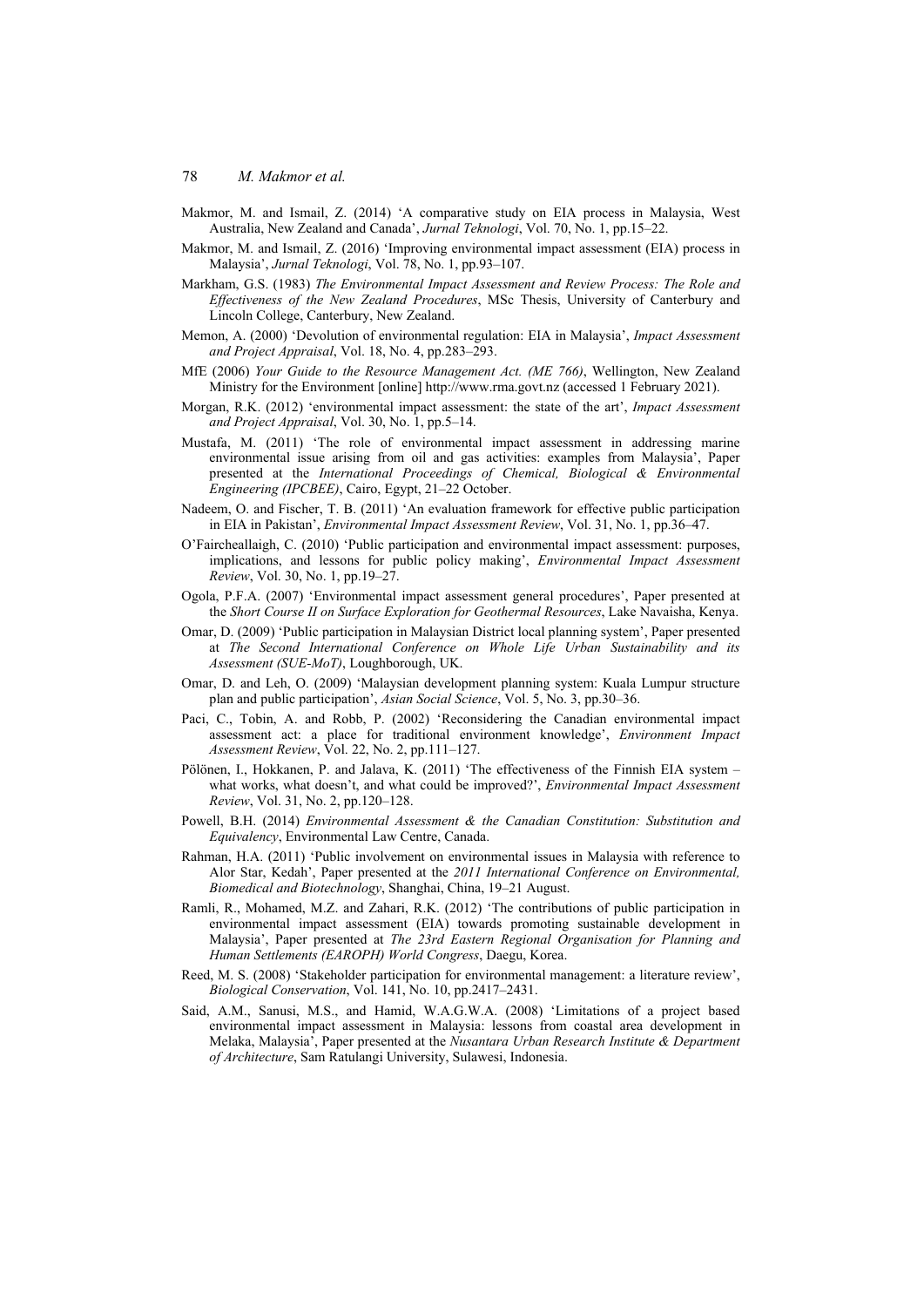Makmor, M. and Ismail, Z. (2014) 'A comparative study on EIA process in Malaysia, West Australia, New Zealand and Canada', *Jurnal Teknologi*, Vol. 70, No. 1, pp.15–22.

Makmor, M. and Ismail, Z. (2016) 'Improving environmental impact assessment (EIA) process in Malaysia', *Jurnal Teknologi*, Vol. 78, No. 1, pp.93–107.

Markham, G.S. (1983) *The Environmental Impact Assessment and Review Process: The Role and Effectiveness of the New Zealand Procedures*, MSc Thesis, University of Canterbury and Lincoln College, Canterbury, New Zealand.

Memon, A. (2000) 'Devolution of environmental regulation: EIA in Malaysia', *Impact Assessment and Project Appraisal*, Vol. 18, No. 4, pp.283–293.

MfE (2006) *Your Guide to the Resource Management Act. (ME 766)*, Wellington, New Zealand Ministry for the Environment [online] http://www.rma.govt.nz (accessed 1 February 2021).

Morgan, R.K. (2012) 'environmental impact assessment: the state of the art', *Impact Assessment and Project Appraisal*, Vol. 30, No. 1, pp.5–14.

Mustafa, M. (2011) 'The role of environmental impact assessment in addressing marine environmental issue arising from oil and gas activities: examples from Malaysia', Paper presented at the *International Proceedings of Chemical, Biological & Environmental Engineering (IPCBEE)*, Cairo, Egypt, 21–22 October.

Nadeem, O. and Fischer, T. B. (2011) 'An evaluation framework for effective public participation in EIA in Pakistan', *Environmental Impact Assessment Review*, Vol. 31, No. 1, pp.36–47.

O'Faircheallaigh, C. (2010) 'Public participation and environmental impact assessment: purposes, implications, and lessons for public policy making', *Environmental Impact Assessment Review*, Vol. 30, No. 1, pp.19–27.

Ogola, P.F.A. (2007) 'Environmental impact assessment general procedures', Paper presented at the *Short Course II on Surface Exploration for Geothermal Resources*, Lake Navaisha, Kenya.

Omar, D. (2009) 'Public participation in Malaysian District local planning system', Paper presented at *The Second International Conference on Whole Life Urban Sustainability and its Assessment (SUE-MoT)*, Loughborough, UK.

Omar, D. and Leh, O. (2009) 'Malaysian development planning system: Kuala Lumpur structure plan and public participation', *Asian Social Science*, Vol. 5, No. 3, pp.30–36.

Paci, C., Tobin, A. and Robb, P. (2002) 'Reconsidering the Canadian environmental impact assessment act: a place for traditional environment knowledge', *Environment Impact Assessment Review*, Vol. 22, No. 2, pp.111–127.

Pölönen, I., Hokkanen, P. and Jalava, K. (2011) 'The effectiveness of the Finnish EIA system – what works, what doesn't, and what could be improved?', *Environmental Impact Assessment Review*, Vol. 31, No. 2, pp.120–128.

Powell, B.H. (2014) *Environmental Assessment & the Canadian Constitution: Substitution and Equivalency*, Environmental Law Centre, Canada.

Rahman, H.A. (2011) 'Public involvement on environmental issues in Malaysia with reference to Alor Star, Kedah', Paper presented at the *2011 International Conference on Environmental, Biomedical and Biotechnology*, Shanghai, China, 19–21 August.

Ramli, R., Mohamed, M.Z. and Zahari, R.K. (2012) 'The contributions of public participation in environmental impact assessment (EIA) towards promoting sustainable development in Malaysia', Paper presented at *The 23rd Eastern Regional Organisation for Planning and Human Settlements (EAROPH) World Congress*, Daegu, Korea.

Reed, M. S. (2008) 'Stakeholder participation for environmental management: a literature review', *Biological Conservation*, Vol. 141, No. 10, pp.2417–2431.

Said, A.M., Sanusi, M.S., and Hamid, W.A.G.W.A. (2008) 'Limitations of a project based environmental impact assessment in Malaysia: lessons from coastal area development in Melaka, Malaysia', Paper presented at the *Nusantara Urban Research Institute & Department of Architecture*, Sam Ratulangi University, Sulawesi, Indonesia.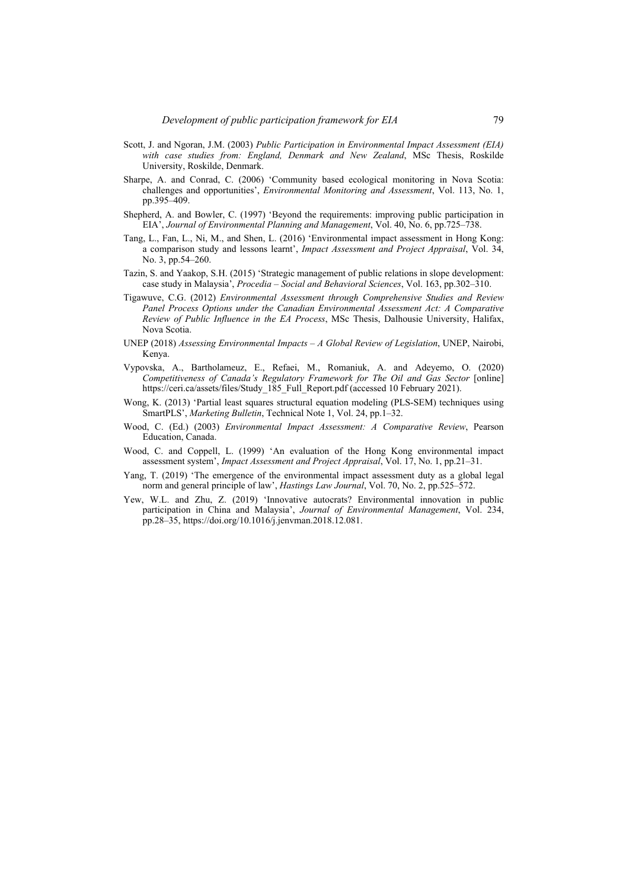Scott, J. and Ngoran, J.M. (2003) *Public Participation in Environmental Impact Assessment (EIA) with case studies from: England, Denmark and New Zealand*, MSc Thesis, Roskilde University, Roskilde, Denmark.

Sharpe, A. and Conrad, C. (2006) 'Community based ecological monitoring in Nova Scotia: challenges and opportunities', *Environmental Monitoring and Assessment*, Vol. 113, No. 1, pp.395–409.

Shepherd, A. and Bowler, C. (1997) 'Beyond the requirements: improving public participation in EIA', *Journal of Environmental Planning and Management*, Vol. 40, No. 6, pp.725–738.

Tang, L., Fan, L., Ni, M., and Shen, L. (2016) 'Environmental impact assessment in Hong Kong: a comparison study and lessons learnt', *Impact Assessment and Project Appraisal*, Vol. 34, No. 3, pp.54–260.

Tazin, S. and Yaakop, S.H. (2015) 'Strategic management of public relations in slope development: case study in Malaysia', *Procedia – Social and Behavioral Sciences*, Vol. 163, pp.302–310.

Tigawuve, C.G. (2012) *Environmental Assessment through Comprehensive Studies and Review Panel Process Options under the Canadian Environmental Assessment Act: A Comparative Review of Public Influence in the EA Process*, MSc Thesis, Dalhousie University, Halifax, Nova Scotia.

UNEP (2018) *Assessing Environmental Impacts – A Global Review of Legislation*, UNEP, Nairobi, Kenya.

Vypovska, A., Bartholameuz, E., Refaei, M., Romaniuk, A. and Adeyemo, O. (2020) *Competitiveness of Canada's Regulatory Framework for The Oil and Gas Sector* [online] https://ceri.ca/assets/files/Study_185_Full_Report.pdf (accessed 10 February 2021).

Wong, K. (2013) 'Partial least squares structural equation modeling (PLS-SEM) techniques using SmartPLS', *Marketing Bulletin*, Technical Note 1, Vol. 24, pp.1–32.

Wood, C. (Ed.) (2003) *Environmental Impact Assessment: A Comparative Review*, Pearson Education, Canada.

Wood, C. and Coppell, L. (1999) 'An evaluation of the Hong Kong environmental impact assessment system', *Impact Assessment and Project Appraisal*, Vol. 17, No. 1, pp.21–31.

Yang, T. (2019) 'The emergence of the environmental impact assessment duty as a global legal norm and general principle of law', *Hastings Law Journal*, Vol. 70, No. 2, pp.525–572.

Yew, W.L. and Zhu, Z. (2019) 'Innovative autocrats? Environmental innovation in public participation in China and Malaysia', *Journal of Environmental Management*, Vol. 234, pp.28–35, https://doi.org/10.1016/j.jenvman.2018.12.081.